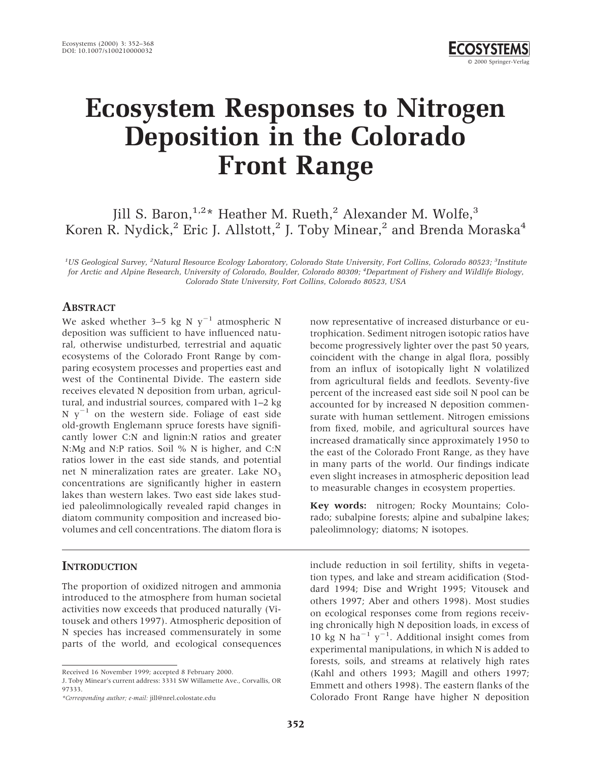# Ecosystem Responses to Nitrogen Deposition in the Colorado Front Range

Jill S. Baron,[1,2]* Heather M. Rueth,[2] Alexander M. Wolfe,[3] Koren R. Nydick,[2] Eric J. Allstott,[2] J. Toby Minear,[2] and Brenda Moraska[4]

[1]US Geological Survey, [2]Natural Resource Ecology Laboratory, Colorado State University, Fort Collins, Colorado 80523; [3]Institute for Arctic and Alpine Research, University of Colorado, Boulder, Colorado 80309; [4]Department of Fishery and Wildlife Biology, Colorado State University, Fort Collins, Colorado 80523, USA

## Abstract

We asked whether 3–5 kg N $y^{-1}$ atmospheric N deposition was sufficient to have influenced natural, otherwise undisturbed, terrestrial and aquatic ecosystems of the Colorado Front Range by comparing ecosystem processes and properties east and west of the Continental Divide. The eastern side receives elevated N deposition from urban, agricultural, and industrial sources, compared with 1–2 kg N $y^{-1}$ on the western side. Foliage of east side old-growth Englemann spruce forests have significantly lower C:N and lignin:N ratios and greater N:Mg and N:P ratios. Soil % N is higher, and C:N ratios lower in the east side stands, and potential net N mineralization rates are greater. Lake $NO_3$ concentrations are significantly higher in eastern lakes than western lakes. Two east side lakes studied paleolimnologically revealed rapid changes in diatom community composition and increased biovolumes and cell concentrations. The diatom flora is now representative of increased disturbance or eutrophication. Sediment nitrogen isotopic ratios have become progressively lighter over the past 50 years, coincident with the change in algal flora, possibly from an influx of isotopically light N volatilized from agricultural fields and feedlots. Seventy-five percent of the increased east side soil N pool can be accounted for by increased N deposition commensurate with human settlement. Nitrogen emissions from fixed, mobile, and agricultural sources have increased dramatically since approximately 1950 to the east of the Colorado Front Range, as they have in many parts of the world. Our findings indicate even slight increases in atmospheric deposition lead to measurable changes in ecosystem properties.

**Key words:** nitrogen; Rocky Mountains; Colorado; subalpine forests; alpine and subalpine lakes; paleolimnology; diatoms; N isotopes.

## Introduction

The proportion of oxidized nitrogen and ammonia introduced to the atmosphere from human societal activities now exceeds that produced naturally (Vitousek and others 1997). Atmospheric deposition of N species has increased commensurately in some parts of the world, and ecological consequences include reduction in soil fertility, shifts in vegetation types, and lake and stream acidification (Stoddard 1994; Dise and Wright 1995; Vitousek and others 1997; Aber and others 1998). Most studies on ecological responses come from regions receiving chronically high N deposition loads, in excess of 10 kg N $ha^{-1}$ $y^{-1}$. Additional insight comes from experimental manipulations, in which N is added to forests, soils, and streams at relatively high rates (Kahl and others 1993; Magill and others 1997; Emmett and others 1998). The eastern flanks of the Colorado Front Range have higher N deposition

Received 16 November 1999; accepted 8 February 2000.
J. Toby Minear's current address: 3331 SW Willamette Ave., Corvallis, OR 97333.
*Corresponding author; e-mail: jill@nrel.colostate.edu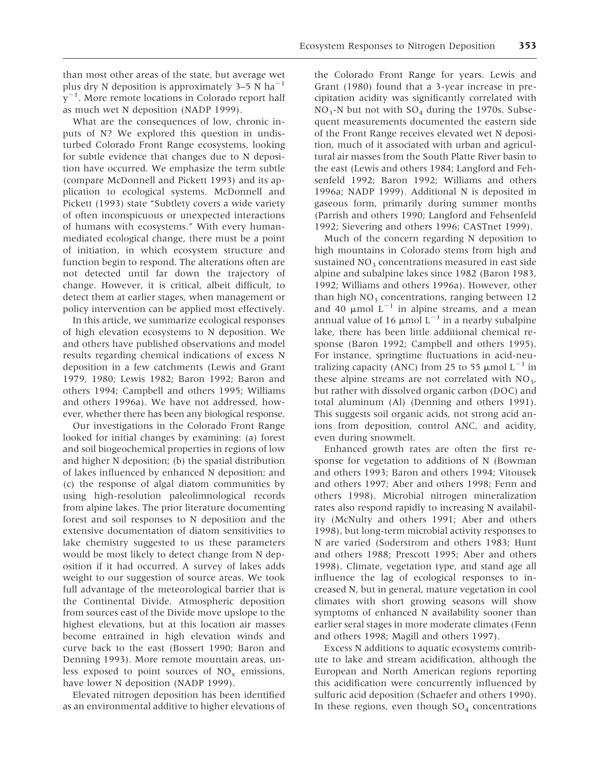than most other areas of the state, but average wet plus dry N deposition is approximately 3–5 N $ha^{-1}$ $y^{-1}$. More remote locations in Colorado report half as much wet N deposition (NADP 1999).

What are the consequences of low, chronic inputs of N? We explored this question in undisturbed Colorado Front Range ecosystems, looking for subtle evidence that changes due to N deposition have occurred. We emphasize the term subtle (compare McDonnell and Pickett 1993) and its application to ecological systems. McDonnell and Pickett (1993) state "Subtlety covers a wide variety of often inconspicuous or unexpected interactions of humans with ecosystems." With every human-mediated ecological change, there must be a point of initiation, in which ecosystem structure and function begin to respond. The alterations often are not detected until far down the trajectory of change. However, it is critical, albeit difficult, to detect them at earlier stages, when management or policy intervention can be applied most effectively.

In this article, we summarize ecological responses of high elevation ecosystems to N deposition. We and others have published observations and model results regarding chemical indications of excess N deposition in a few catchments (Lewis and Grant 1979, 1980; Lewis 1982; Baron 1992; Baron and others 1994; Campbell and others 1995; Williams and others 1996a). We have not addressed, however, whether there has been any biological response.

Our investigations in the Colorado Front Range looked for initial changes by examining: (a) forest and soil biogeochemical properties in regions of low and higher N deposition; (b) the spatial distribution of lakes influenced by enhanced N deposition; and (c) the response of algal diatom communities by using high-resolution paleolimnological records from alpine lakes. The prior literature documenting forest and soil responses to N deposition and the extensive documentation of diatom sensitivities to lake chemistry suggested to us these parameters would be most likely to detect change from N deposition if it had occurred. A survey of lakes adds weight to our suggestion of source areas. We took full advantage of the meteorological barrier that is the Continental Divide. Atmospheric deposition from sources east of the Divide move upslope to the highest elevations, but at this location air masses become entrained in high elevation winds and curve back to the east (Bossert 1990; Baron and Denning 1993). More remote mountain areas, unless exposed to point sources of $NO_x$ emissions, have lower N deposition (NADP 1999).

Elevated nitrogen deposition has been identified as an environmental additive to higher elevations of the Colorado Front Range for years. Lewis and Grant (1980) found that a 3-year increase in precipitation acidity was significantly correlated with $NO_3$-N but not with $SO_4$ during the 1970s. Subsequent measurements documented the eastern side of the Front Range receives elevated wet N deposition, much of it associated with urban and agricultural air masses from the South Platte River basin to the east (Lewis and others 1984; Langford and Fehsenfeld 1992; Baron 1992; Williams and others 1996a; NADP 1999). Additional N is deposited in gaseous form, primarily during summer months (Parrish and others 1990; Langford and Fehsenfeld 1992; Sievering and others 1996; CASTnet 1999).

Much of the concern regarding N deposition to high mountains in Colorado stems from high and sustained $NO_3$ concentrations measured in east side alpine and subalpine lakes since 1982 (Baron 1983, 1992; Williams and others 1996a). However, other than high $NO_3$ concentrations, ranging between 12 and 40 $\mu$mol $L^{-1}$ in alpine streams, and a mean annual value of 16 $\mu$mol $L^{-1}$ in a nearby subalpine lake, there has been little additional chemical response (Baron 1992; Campbell and others 1995). For instance, springtime fluctuations in acid-neutralizing capacity (ANC) from 25 to 55 $\mu$mol $L^{-1}$ in these alpine streams are not correlated with $NO_3$, but rather with dissolved organic carbon (DOC) and total aluminum (Al) (Denning and others 1991). This suggests soil organic acids, not strong acid anions from deposition, control ANC, and acidity, even during snowmelt.

Enhanced growth rates are often the first response for vegetation to additions of N (Bowman and others 1993; Baron and others 1994; Vitousek and others 1997; Aber and others 1998; Fenn and others 1998). Microbial nitrogen mineralization rates also respond rapidly to increasing N availability (McNulty and others 1991; Aber and others 1998), but long-term microbial activity responses to N are varied (Soderstrom and others 1983; Hunt and others 1988; Prescott 1995; Aber and others 1998). Climate, vegetation type, and stand age all influence the lag of ecological responses to increased N, but in general, mature vegetation in cool climates with short growing seasons will show symptoms of enhanced N availability sooner than earlier seral stages in more moderate climates (Fenn and others 1998; Magill and others 1997).

Excess N additions to aquatic ecosystems contribute to lake and stream acidification, although the European and North American regions reporting this acidification were concurrently influenced by sulfuric acid deposition (Schaefer and others 1990). In these regions, even though $SO_4$ concentrations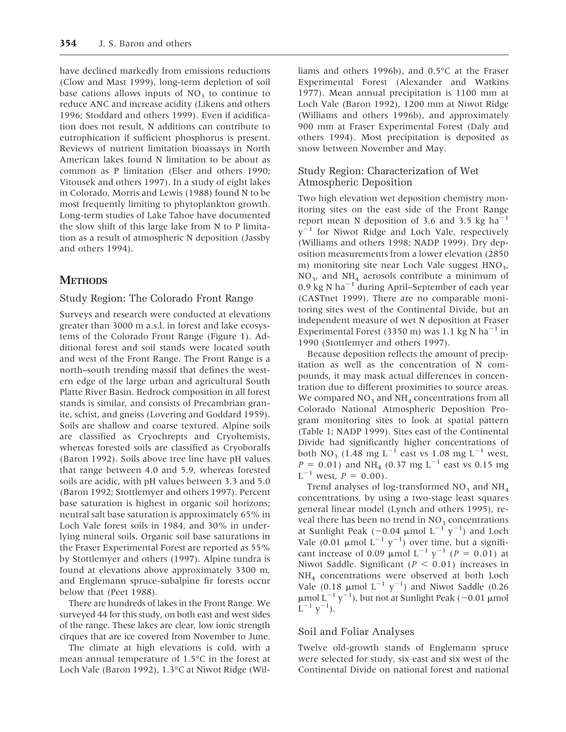have declined markedly from emissions reductions (Clow and Mast 1999), long-term depletion of soil base cations allows inputs of $NO_3$ to continue to reduce ANC and increase acidity (Likens and others 1996; Stoddard and others 1999). Even if acidification does not result, N additions can contribute to eutrophication if sufficient phosphorus is present. Reviews of nutrient limitation bioassays in North American lakes found N limitation to be about as common as P limitation (Elser and others 1990; Vitousek and others 1997). In a study of eight lakes in Colorado, Morris and Lewis (1988) found N to be most frequently limiting to phytoplankton growth. Long-term studies of Lake Tahoe have documented the slow shift of this large lake from N to P limitation as a result of atmospheric N deposition (Jassby and others 1994).

## METHODS

### Study Region: The Colorado Front Range

Surveys and research were conducted at elevations greater than 3000 m a.s.l. in forest and lake ecosystems of the Colorado Front Range (Figure 1). Additional forest and soil stands were located south and west of the Front Range. The Front Range is a north–south trending massif that defines the western edge of the large urban and agricultural South Platte River Basin. Bedrock composition in all forest stands is similar, and consists of Precambrian granite, schist, and gneiss (Lovering and Goddard 1959). Soils are shallow and coarse textured. Alpine soils are classified as Cryochrepts and Cryohemists, whereas forested soils are classified as Cryoboralfs (Baron 1992). Soils above tree line have pH values that range between 4.0 and 5.9, whereas forested soils are acidic, with pH values between 3.3 and 5.0 (Baron 1992; Stottlemyer and others 1997). Percent base saturation is highest in organic soil horizons; neutral salt base saturation is approximately 65% in Loch Vale forest soils in 1984, and 30% in underlying mineral soils. Organic soil base saturations in the Fraser Experimental Forest are reported as 55% by Stottlemyer and others (1997). Alpine tundra is found at elevations above approximately 3300 m, and Englemann spruce-subalpine fir forests occur below that (Peet 1988).

There are hundreds of lakes in the Front Range. We surveyed 44 for this study, on both east and west sides of the range. These lakes are clear, low ionic strength cirques that are ice covered from November to June.

The climate at high elevations is cold, with a mean annual temperature of 1.5°C in the forest at Loch Vale (Baron 1992), 1.3°C at Niwot Ridge (Williams and others 1996b), and 0.5°C at the Fraser Experimental Forest (Alexander and Watkins 1977). Mean annual precipitation is 1100 mm at Loch Vale (Baron 1992), 1200 mm at Niwot Ridge (Williams and others 1996b), and approximately 900 mm at Fraser Experimental Forest (Daly and others 1994). Most precipitation is deposited as snow between November and May.

### Study Region: Characterization of Wet Atmospheric Deposition

Two high elevation wet deposition chemistry monitoring sites on the east side of the Front Range report mean N deposition of 3.6 and 3.5 kg $ha^{-1}$ $y^{-1}$ for Niwot Ridge and Loch Vale, respectively (Williams and others 1998; NADP 1999). Dry deposition measurements from a lower elevation (2850 m) monitoring site near Loch Vale suggest $HNO_3$, $NO_3$, and $NH_4$ aerosols contribute a minimum of 0.9 kg N $ha^{-1}$ during April–September of each year (CASTnet 1999). There are no comparable monitoring sites west of the Continental Divide, but an independent measure of wet N deposition at Fraser Experimental Forest (3350 m) was 1.1 kg N $ha^{-1}$ in 1990 (Stottlemyer and others 1997).

Because deposition reflects the amount of precipitation as well as the concentration of N compounds, it may mask actual differences in concentration due to different proximities to source areas. We compared $NO_3$ and $NH_4$ concentrations from all Colorado National Atmospheric Deposition Program monitoring sites to look at spatial pattern (Table 1; NADP 1999). Sites east of the Continental Divide had significantly higher concentrations of both $NO_3$ (1.48 mg $L^{-1}$ east vs 1.08 mg $L^{-1}$ west, $P = 0.01$) and $NH_4$ (0.37 mg $L^{-1}$ east vs 0.15 mg $L^{-1}$ west, $P = 0.00$).

Trend analyses of log-transformed $NO_3$ and $NH_4$ concentrations, by using a two-stage least squares general linear model (Lynch and others 1995), reveal there has been no trend in $NO_3$ concentrations at Sunlight Peak ($-0.04$ $\mu$mol $L^{-1}$ $y^{-1}$) and Loch Vale (0.01 $\mu$mol $L^{-1}$ $y^{-1}$) over time, but a significant increase of 0.09 $\mu$mol $L^{-1}$ $y^{-1}$ ($P = 0.01$) at Niwot Saddle. Significant ($P < 0.01$) increases in $NH_4$ concentrations were observed at both Loch Vale (0.18 $\mu$mol $L^{-1}$ $y^{-1}$) and Niwot Saddle (0.26 $\mu$mol $L^{-1}$ $y^{-1}$), but not at Sunlight Peak ($-0.01$ $\mu$mol $L^{-1}$ $y^{-1}$).

### Soil and Foliar Analyses

Twelve old-growth stands of Englemann spruce were selected for study, six east and six west of the Continental Divide on national forest and national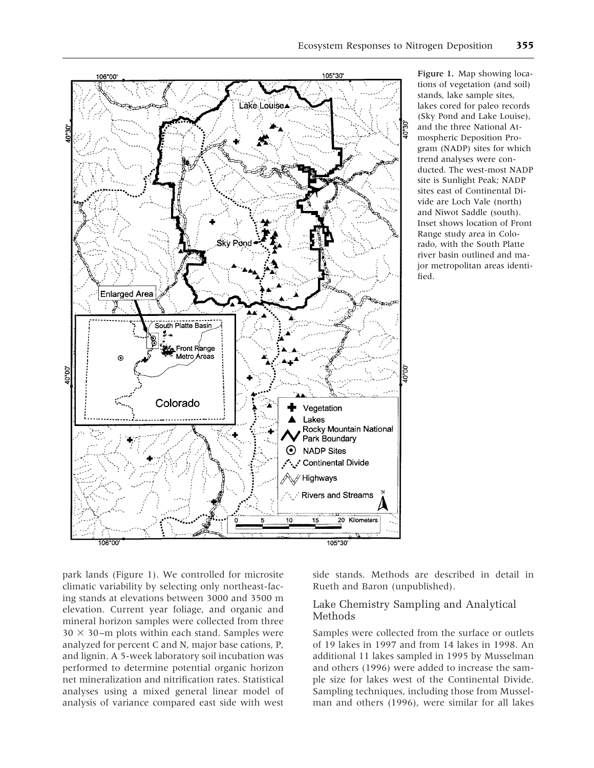Figure 1. Map showing locations of vegetation (and soil) stands, lake sample sites, lakes cored for paleo records (Sky Pond and Lake Louise), and the three National Atmospheric Deposition Program (NADP) sites for which trend analyses were conducted. The west-most NADP site is Sunlight Peak; NADP sites east of Continental Divide are Loch Vale (north) and Niwot Saddle (south). Inset shows location of Front Range study area in Colorado, with the South Platte river basin outlined and major metropolitan areas identified.

park lands (Figure 1). We controlled for microsite climatic variability by selecting only northeast-facing stands at elevations between 3000 and 3500 m elevation. Current year foliage, and organic and mineral horizon samples were collected from three $30 \times 30$–m plots within each stand. Samples were analyzed for percent C and N, major base cations, P, and lignin. A 5-week laboratory soil incubation was performed to determine potential organic horizon net mineralization and nitrification rates. Statistical analyses using a mixed general linear model of analysis of variance compared east side with west side stands. Methods are described in detail in Rueth and Baron (unpublished).

## Lake Chemistry Sampling and Analytical Methods

Samples were collected from the surface or outlets of 19 lakes in 1997 and from 14 lakes in 1998. An additional 11 lakes sampled in 1995 by Musselman and others (1996) were added to increase the sample size for lakes west of the Continental Divide. Sampling techniques, including those from Musselman and others (1996), were similar for all lakes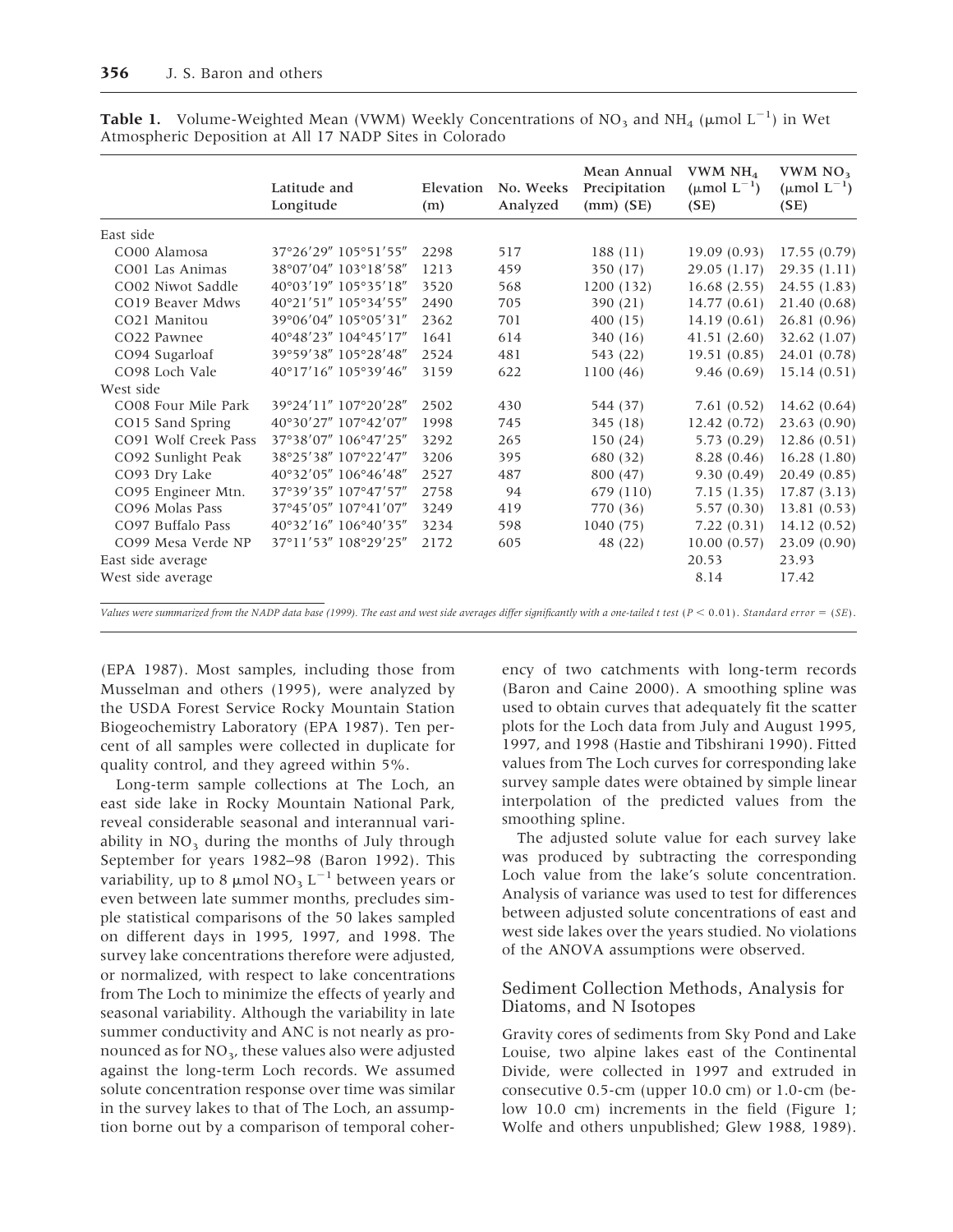**Table 1.** Volume-Weighted Mean (VWM) Weekly Concentrations of $NO_3$ and $NH_4$ ($\mu$mol $L^{-1}$) in Wet Atmospheric Deposition at All 17 NADP Sites in Colorado

| | Latitude and Longitude | Elevation (m) | No. Weeks Analyzed | Mean Annual Precipitation (mm) (SE) | VWM $NH_4$ ($\mu$mol $L^{-1}$) (SE) | VWM $NO_3$ ($\mu$mol $L^{-1}$) (SE) |
|---|---|---|---|---|---|---|
| East side | | | | | | |
| CO00 Alamosa | 37°26′29″ 105°51′55″ | 2298 | 517 | 188 (11) | 19.09 (0.93) | 17.55 (0.79) |
| CO01 Las Animas | 38°07′04″ 103°18′58″ | 1213 | 459 | 350 (17) | 29.05 (1.17) | 29.35 (1.11) |
| CO02 Niwot Saddle | 40°03′19″ 105°35′18″ | 3520 | 568 | 1200 (132) | 16.68 (2.55) | 24.55 (1.83) |
| CO19 Beaver Mdws | 40°21′51″ 105°34′55″ | 2490 | 705 | 390 (21) | 14.77 (0.61) | 21.40 (0.68) |
| CO21 Manitou | 39°06′04″ 105°05′31″ | 2362 | 701 | 400 (15) | 14.19 (0.61) | 26.81 (0.96) |
| CO22 Pawnee | 40°48′23″ 104°45′17″ | 1641 | 614 | 340 (16) | 41.51 (2.60) | 32.62 (1.07) |
| CO94 Sugarloaf | 39°59′38″ 105°28′48″ | 2524 | 481 | 543 (22) | 19.51 (0.85) | 24.01 (0.78) |
| CO98 Loch Vale | 40°17′16″ 105°39′46″ | 3159 | 622 | 1100 (46) | 9.46 (0.69) | 15.14 (0.51) |
| West side | | | | | | |
| CO08 Four Mile Park | 39°24′11″ 107°20′28″ | 2502 | 430 | 544 (37) | 7.61 (0.52) | 14.62 (0.64) |
| CO15 Sand Spring | 40°30′27″ 107°42′07″ | 1998 | 745 | 345 (18) | 12.42 (0.72) | 23.63 (0.90) |
| CO91 Wolf Creek Pass | 37°38′07″ 106°47′25″ | 3292 | 265 | 150 (24) | 5.73 (0.29) | 12.86 (0.51) |
| CO92 Sunlight Peak | 38°25′38″ 107°22′47″ | 3206 | 395 | 680 (32) | 8.28 (0.46) | 16.28 (1.80) |
| CO93 Dry Lake | 40°32′05″ 106°46′48″ | 2527 | 487 | 800 (47) | 9.30 (0.49) | 20.49 (0.85) |
| CO95 Engineer Mtn. | 37°39′35″ 107°47′57″ | 2758 | 94 | 679 (110) | 7.15 (1.35) | 17.87 (3.13) |
| CO96 Molas Pass | 37°45′05″ 107°41′07″ | 3249 | 419 | 770 (36) | 5.57 (0.30) | 13.81 (0.53) |
| CO97 Buffalo Pass | 40°32′16″ 106°40′35″ | 3234 | 598 | 1040 (75) | 7.22 (0.31) | 14.12 (0.52) |
| CO99 Mesa Verde NP | 37°11′53″ 108°29′25″ | 2172 | 605 | 48 (22) | 10.00 (0.57) | 23.09 (0.90) |
| East side average | | | | | 20.53 | 23.93 |
| West side average | | | | | 8.14 | 17.42 |

*Values were summarized from the NADP data base (1999). The east and west side averages differ significantly with a one-tailed t test ($P < 0.01$). Standard error = (SE).*

(EPA 1987). Most samples, including those from Musselman and others (1995), were analyzed by the USDA Forest Service Rocky Mountain Station Biogeochemistry Laboratory (EPA 1987). Ten percent of all samples were collected in duplicate for quality control, and they agreed within 5%.

Long-term sample collections at The Loch, an east side lake in Rocky Mountain National Park, reveal considerable seasonal and interannual variability in $NO_3$ during the months of July through September for years 1982–98 (Baron 1992). This variability, up to 8 $\mu$mol $NO_3$ $L^{-1}$ between years or even between late summer months, precludes simple statistical comparisons of the 50 lakes sampled on different days in 1995, 1997, and 1998. The survey lake concentrations therefore were adjusted, or normalized, with respect to lake concentrations from The Loch to minimize the effects of yearly and seasonal variability. Although the variability in late summer conductivity and ANC is not nearly as pronounced as for $NO_3$, these values also were adjusted against the long-term Loch records. We assumed solute concentration response over time was similar in the survey lakes to that of The Loch, an assumption borne out by a comparison of temporal coherency of two catchments with long-term records (Baron and Caine 2000). A smoothing spline was used to obtain curves that adequately fit the scatter plots for the Loch data from July and August 1995, 1997, and 1998 (Hastie and Tibshirani 1990). Fitted values from The Loch curves for corresponding lake survey sample dates were obtained by simple linear interpolation of the predicted values from the smoothing spline.

The adjusted solute value for each survey lake was produced by subtracting the corresponding Loch value from the lake's solute concentration. Analysis of variance was used to test for differences between adjusted solute concentrations of east and west side lakes over the years studied. No violations of the ANOVA assumptions were observed.

## Sediment Collection Methods, Analysis for Diatoms, and N Isotopes

Gravity cores of sediments from Sky Pond and Lake Louise, two alpine lakes east of the Continental Divide, were collected in 1997 and extruded in consecutive 0.5-cm (upper 10.0 cm) or 1.0-cm (below 10.0 cm) increments in the field (Figure 1; Wolfe and others unpublished; Glew 1988, 1989).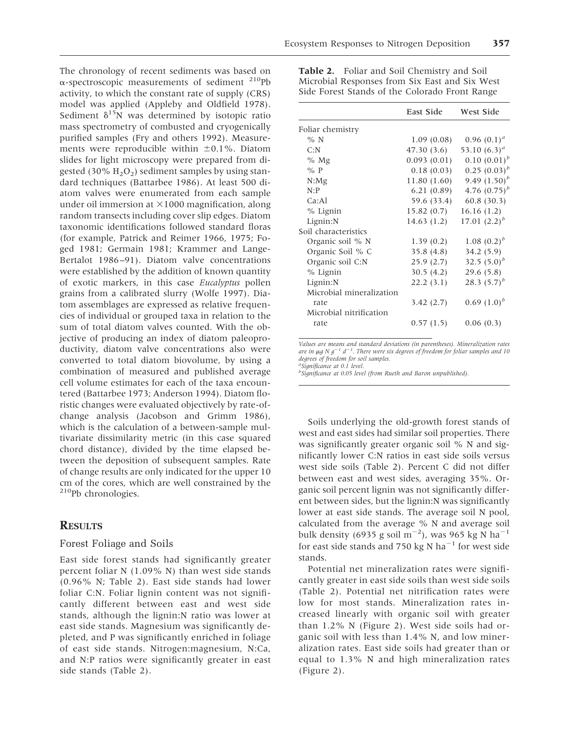The chronology of recent sediments was based on α-spectroscopic measurements of sediment $^{210}Pb$ activity, to which the constant rate of supply (CRS) model was applied (Appleby and Oldfield 1978). Sediment $\delta^{15}N$ was determined by isotopic ratio mass spectrometry of combusted and cryogenically purified samples (Fry and others 1992). Measurements were reproducible within ±0.1%. Diatom slides for light microscopy were prepared from digested (30% $H_2O_2$) sediment samples by using standard techniques (Battarbee 1986). At least 500 diatom valves were enumerated from each sample under oil immersion at ×1000 magnification, along random transects including cover slip edges. Diatom taxonomic identifications followed standard floras (for example, Patrick and Reimer 1966, 1975; Foged 1981; Germain 1981; Krammer and Lange-Bertalot 1986–91). Diatom valve concentrations were established by the addition of known quantity of exotic markers, in this case *Eucalyptus* pollen grains from a calibrated slurry (Wolfe 1997). Diatom assemblages are expressed as relative frequencies of individual or grouped taxa in relation to the sum of total diatom valves counted. With the objective of producing an index of diatom paleoproductivity, diatom valve concentrations also were converted to total diatom biovolume, by using a combination of measured and published average cell volume estimates for each of the taxa encountered (Battarbee 1973; Anderson 1994). Diatom floristic changes were evaluated objectively by rate-of-change analysis (Jacobson and Grimm 1986), which is the calculation of a between-sample multivariate dissimilarity metric (in this case squared chord distance), divided by the time elapsed between the deposition of subsequent samples. Rate of change results are only indicated for the upper 10 cm of the cores, which are well constrained by the $^{210}Pb$ chronologies.

## RESULTS

### Forest Foliage and Soils

East side forest stands had significantly greater percent foliar N (1.09% N) than west side stands (0.96% N; Table 2). East side stands had lower foliar C:N. Foliar lignin content was not significantly different between east and west side stands, although the lignin:N ratio was lower at east side stands. Magnesium was significantly depleted, and P was significantly enriched in foliage of east side stands. Nitrogen:magnesium, N:Ca, and N:P ratios were significantly greater in east side stands (Table 2).

**Table 2.** Foliar and Soil Chemistry and Soil Microbial Responses from Six East and Six West Side Forest Stands of the Colorado Front Range

| | East Side | West Side |
|---|---|---|
| Foliar chemistry | | |
| % N | 1.09 (0.08) | 0.96 (0.1)[a] |
| C:N | 47.30 (3.6) | 53.10 (6.3)[a] |
| % Mg | 0.093 (0.01) | 0.10 (0.01)[b] |
| % P | 0.18 (0.03) | 0.25 (0.03)[b] |
| N:Mg | 11.80 (1.60) | 9.49 (1.50)[b] |
| N:P | 6.21 (0.89) | 4.76 (0.75)[b] |
| Ca:Al | 59.6 (33.4) | 60.8 (30.3) |
| % Lignin | 15.82 (0.7) | 16.16 (1.2) |
| Lignin:N | 14.63 (1.2) | 17.01 (2.2)[b] |
| Soil characteristics | | |
| Organic soil % N | 1.39 (0.2) | 1.08 (0.2)[b] |
| Organic Soil % C | 35.8 (4.8) | 34.2 (5.9) |
| Organic soil C:N | 25.9 (2.7) | 32.5 (5.0)[b] |
| % Lignin | 30.5 (4.2) | 29.6 (5.8) |
| Lignin:N | 22.2 (3.1) | 28.3 (5.7)[b] |
| Microbial mineralization rate | 3.42 (2.7) | 0.69 (1.0)[b] |
| Microbial nitrification rate | 0.57 (1.5) | 0.06 (0.3) |

*Values are means and standard deviations (in parentheses). Mineralization rates are in $\mu g\ N\ g^{-1}\ d^{-1}$. There were six degrees of freedom for foliar samples and 10 degrees of freedom for soil samples.*
*[a]Significance at 0.1 level.*
*[b]Significance at 0.05 level (from Rueth and Baron unpublished).*

Soils underlying the old-growth forest stands of west and east sides had similar soil properties. There was significantly greater organic soil % N and significantly lower C:N ratios in east side soils versus west side soils (Table 2). Percent C did not differ between east and west sides, averaging 35%. Organic soil percent lignin was not significantly different between sides, but the lignin:N was significantly lower at east side stands. The average soil N pool, calculated from the average % N and average soil bulk density (6935 g soil $m^{-2}$), was 965 kg N $ha^{-1}$ for east side stands and 750 kg N $ha^{-1}$ for west side stands.

Potential net mineralization rates were significantly greater in east side soils than west side soils (Table 2). Potential net nitrification rates were low for most stands. Mineralization rates increased linearly with organic soil with greater than 1.2% N (Figure 2). West side soils had organic soil with less than 1.4% N, and low mineralization rates. East side soils had greater than or equal to 1.3% N and high mineralization rates (Figure 2).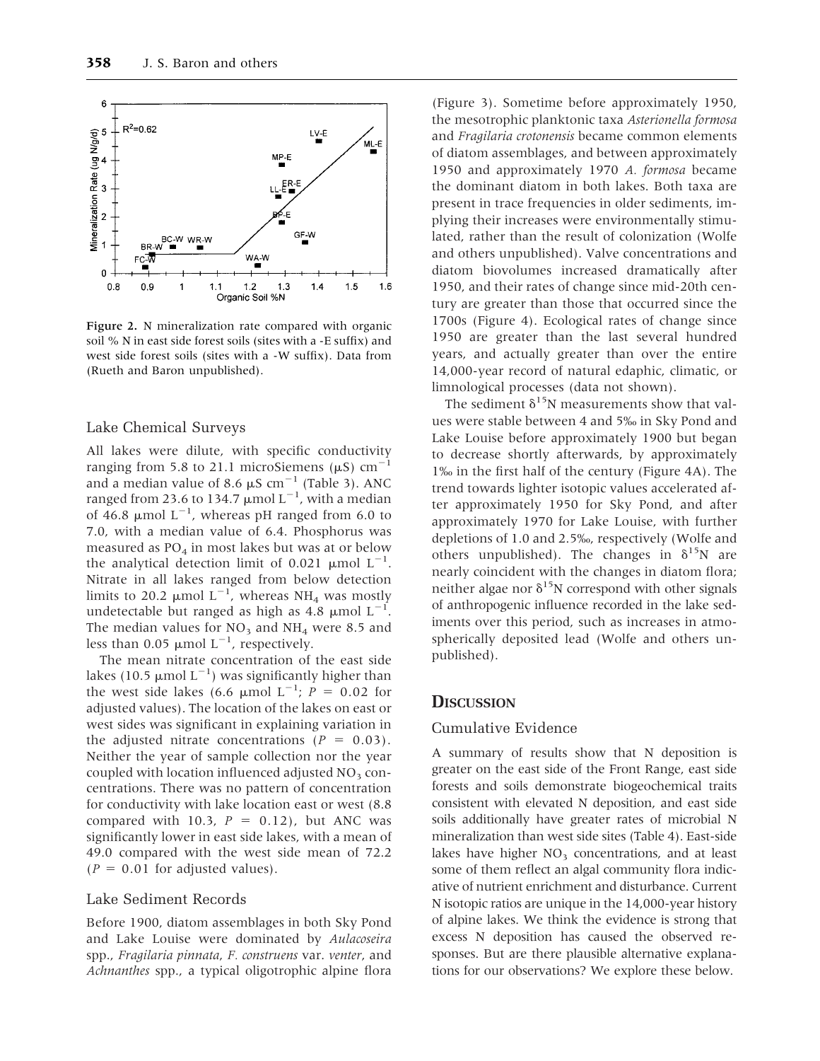Figure 2. N mineralization rate compared with organic soil % N in east side forest soils (sites with a -E suffix) and west side forest soils (sites with a -W suffix). Data from (Rueth and Baron unpublished).

## Lake Chemical Surveys

All lakes were dilute, with specific conductivity ranging from 5.8 to 21.1 microSiemens (μS) $cm^{-1}$ and a median value of 8.6 μS $cm^{-1}$ (Table 3). ANC ranged from 23.6 to 134.7 μmol $L^{-1}$, with a median of 46.8 μmol $L^{-1}$, whereas pH ranged from 6.0 to 7.0, with a median value of 6.4. Phosphorus was measured as $PO_4$ in most lakes but was at or below the analytical detection limit of 0.021 μmol $L^{-1}$. Nitrate in all lakes ranged from below detection limits to 20.2 μmol $L^{-1}$, whereas $NH_4$ was mostly undetectable but ranged as high as 4.8 μmol $L^{-1}$. The median values for $NO_3$ and $NH_4$ were 8.5 and less than 0.05 μmol $L^{-1}$, respectively.

The mean nitrate concentration of the east side lakes (10.5 μmol $L^{-1}$) was significantly higher than the west side lakes (6.6 μmol $L^{-1}$; $P = 0.02$ for adjusted values). The location of the lakes on east or west sides was significant in explaining variation in the adjusted nitrate concentrations ($P = 0.03$). Neither the year of sample collection nor the year coupled with location influenced adjusted $NO_3$ concentrations. There was no pattern of concentration for conductivity with lake location east or west (8.8 compared with 10.3, $P = 0.12$), but ANC was significantly lower in east side lakes, with a mean of 49.0 compared with the west side mean of 72.2 ($P = 0.01$ for adjusted values).

## Lake Sediment Records

Before 1900, diatom assemblages in both Sky Pond and Lake Louise were dominated by *Aulacoseira* spp., *Fragilaria pinnata*, *F. construens* var. *venter*, and *Achnanthes* spp., a typical oligotrophic alpine flora (Figure 3). Sometime before approximately 1950, the mesotrophic planktonic taxa *Asterionella formosa* and *Fragilaria crotonensis* became common elements of diatom assemblages, and between approximately 1950 and approximately 1970 *A. formosa* became the dominant diatom in both lakes. Both taxa are present in trace frequencies in older sediments, implying their increases were environmentally stimulated, rather than the result of colonization (Wolfe and others unpublished). Valve concentrations and diatom biovolumes increased dramatically after 1950, and their rates of change since mid-20th century are greater than those that occurred since the 1700s (Figure 4). Ecological rates of change since 1950 are greater than the last several hundred years, and actually greater than over the entire 14,000-year record of natural edaphic, climatic, or limnological processes (data not shown).

The sediment $\delta^{15}N$ measurements show that values were stable between 4 and 5‰ in Sky Pond and Lake Louise before approximately 1900 but began to decrease shortly afterwards, by approximately 1‰ in the first half of the century (Figure 4A). The trend towards lighter isotopic values accelerated after approximately 1950 for Sky Pond, and after approximately 1970 for Lake Louise, with further depletions of 1.0 and 2.5‰, respectively (Wolfe and others unpublished). The changes in $\delta^{15}N$ are nearly coincident with the changes in diatom flora; neither algae nor $\delta^{15}N$ correspond with other signals of anthropogenic influence recorded in the lake sediments over this period, such as increases in atmospherically deposited lead (Wolfe and others unpublished).

# Discussion

## Cumulative Evidence

A summary of results show that N deposition is greater on the east side of the Front Range, east side forests and soils demonstrate biogeochemical traits consistent with elevated N deposition, and east side soils additionally have greater rates of microbial N mineralization than west side sites (Table 4). East-side lakes have higher $NO_3$ concentrations, and at least some of them reflect an algal community flora indicative of nutrient enrichment and disturbance. Current N isotopic ratios are unique in the 14,000-year history of alpine lakes. We think the evidence is strong that excess N deposition has caused the observed responses. But are there plausible alternative explanations for our observations? We explore these below.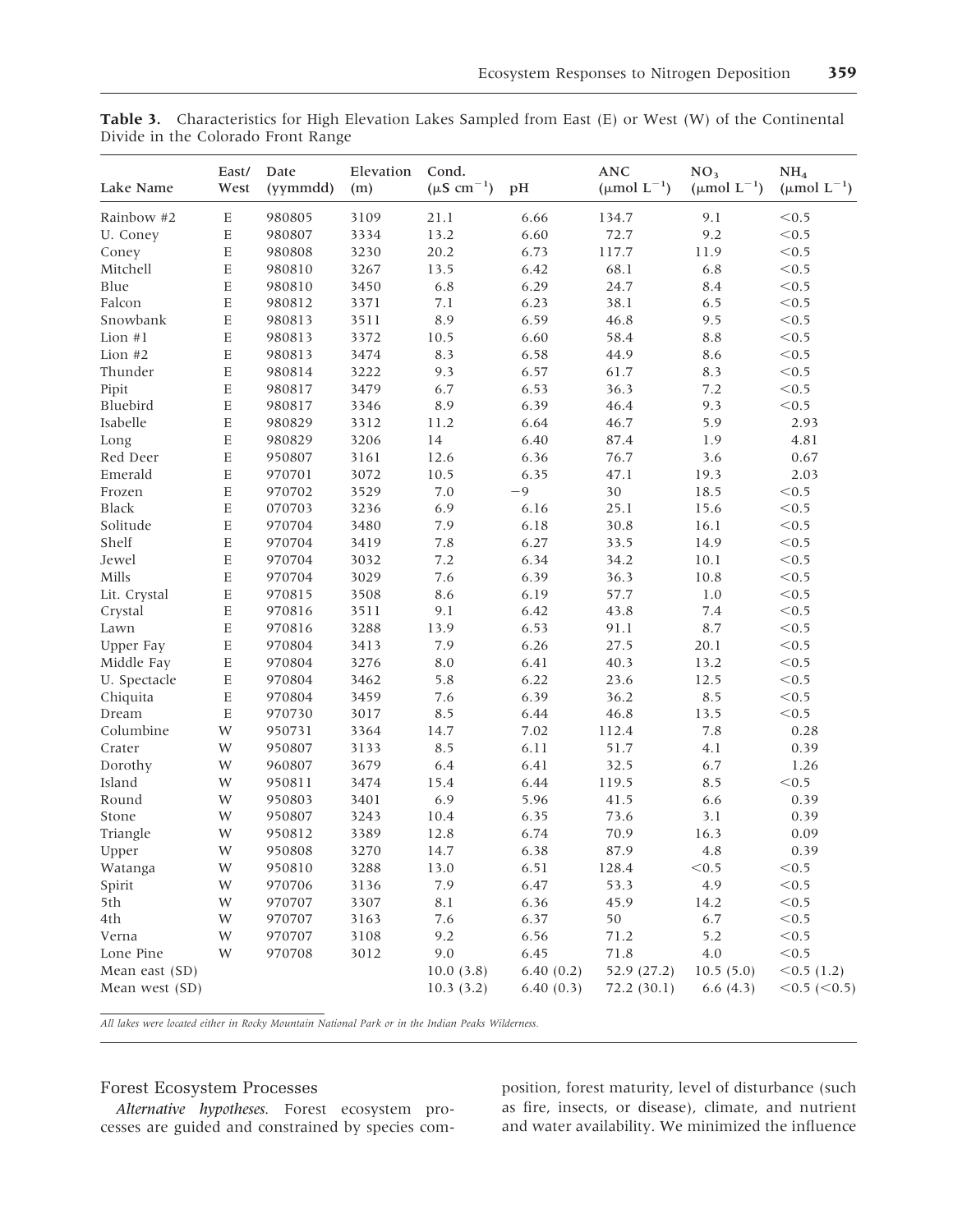**Table 3.** Characteristics for High Elevation Lakes Sampled from East (E) or West (W) of the Continental Divide in the Colorado Front Range

| Lake Name | East/ West | Date (yymmdd) | Elevation (m) | Cond. ($\mu S\ cm^{-1}$) | pH | ANC ($\mu mol\ L^{-1}$) | $NO_3$ ($\mu mol\ L^{-1}$) | $NH_4$ ($\mu mol\ L^{-1}$) |
|---|---|---|---|---|---|---|---|---|
| Rainbow #2 | E | 980805 | 3109 | 21.1 | 6.66 | 134.7 | 9.1 | <0.5 |
| U. Coney | E | 980807 | 3334 | 13.2 | 6.60 | 72.7 | 9.2 | <0.5 |
| Coney | E | 980808 | 3230 | 20.2 | 6.73 | 117.7 | 11.9 | <0.5 |
| Mitchell | E | 980810 | 3267 | 13.5 | 6.42 | 68.1 | 6.8 | <0.5 |
| Blue | E | 980810 | 3450 | 6.8 | 6.29 | 24.7 | 8.4 | <0.5 |
| Falcon | E | 980812 | 3371 | 7.1 | 6.23 | 38.1 | 6.5 | <0.5 |
| Snowbank | E | 980813 | 3511 | 8.9 | 6.59 | 46.8 | 9.5 | <0.5 |
| Lion #1 | E | 980813 | 3372 | 10.5 | 6.60 | 58.4 | 8.8 | <0.5 |
| Lion #2 | E | 980813 | 3474 | 8.3 | 6.58 | 44.9 | 8.6 | <0.5 |
| Thunder | E | 980814 | 3222 | 9.3 | 6.57 | 61.7 | 8.3 | <0.5 |
| Pipit | E | 980817 | 3479 | 6.7 | 6.53 | 36.3 | 7.2 | <0.5 |
| Bluebird | E | 980817 | 3346 | 8.9 | 6.39 | 46.4 | 9.3 | <0.5 |
| Isabelle | E | 980829 | 3312 | 11.2 | 6.64 | 46.7 | 5.9 | 2.93 |
| Long | E | 980829 | 3206 | 14 | 6.40 | 87.4 | 1.9 | 4.81 |
| Red Deer | E | 950807 | 3161 | 12.6 | 6.36 | 76.7 | 3.6 | 0.67 |
| Emerald | E | 970701 | 3072 | 10.5 | 6.35 | 47.1 | 19.3 | 2.03 |
| Frozen | E | 970702 | 3529 | 7.0 | −9 | 30 | 18.5 | <0.5 |
| Black | E | 070703 | 3236 | 6.9 | 6.16 | 25.1 | 15.6 | <0.5 |
| Solitude | E | 970704 | 3480 | 7.9 | 6.18 | 30.8 | 16.1 | <0.5 |
| Shelf | E | 970704 | 3419 | 7.8 | 6.27 | 33.5 | 14.9 | <0.5 |
| Jewel | E | 970704 | 3032 | 7.2 | 6.34 | 34.2 | 10.1 | <0.5 |
| Mills | E | 970704 | 3029 | 7.6 | 6.39 | 36.3 | 10.8 | <0.5 |
| Lit. Crystal | E | 970815 | 3508 | 8.6 | 6.19 | 57.7 | 1.0 | <0.5 |
| Crystal | E | 970816 | 3511 | 9.1 | 6.42 | 43.8 | 7.4 | <0.5 |
| Lawn | E | 970816 | 3288 | 13.9 | 6.53 | 91.1 | 8.7 | <0.5 |
| Upper Fay | E | 970804 | 3413 | 7.9 | 6.26 | 27.5 | 20.1 | <0.5 |
| Middle Fay | E | 970804 | 3276 | 8.0 | 6.41 | 40.3 | 13.2 | <0.5 |
| U. Spectacle | E | 970804 | 3462 | 5.8 | 6.22 | 23.6 | 12.5 | <0.5 |
| Chiquita | E | 970804 | 3459 | 7.6 | 6.39 | 36.2 | 8.5 | <0.5 |
| Dream | E | 970730 | 3017 | 8.5 | 6.44 | 46.8 | 13.5 | <0.5 |
| Columbine | W | 950731 | 3364 | 14.7 | 7.02 | 112.4 | 7.8 | 0.28 |
| Crater | W | 950807 | 3133 | 8.5 | 6.11 | 51.7 | 4.1 | 0.39 |
| Dorothy | W | 960807 | 3679 | 6.4 | 6.41 | 32.5 | 6.7 | 1.26 |
| Island | W | 950811 | 3474 | 15.4 | 6.44 | 119.5 | 8.5 | <0.5 |
| Round | W | 950803 | 3401 | 6.9 | 5.96 | 41.5 | 6.6 | 0.39 |
| Stone | W | 950807 | 3243 | 10.4 | 6.35 | 73.6 | 3.1 | 0.39 |
| Triangle | W | 950812 | 3389 | 12.8 | 6.74 | 70.9 | 16.3 | 0.09 |
| Upper | W | 950808 | 3270 | 14.7 | 6.38 | 87.9 | 4.8 | 0.39 |
| Watanga | W | 950810 | 3288 | 13.0 | 6.51 | 128.4 | <0.5 | <0.5 |
| Spirit | W | 970706 | 3136 | 7.9 | 6.47 | 53.3 | 4.9 | <0.5 |
| 5th | W | 970707 | 3307 | 8.1 | 6.36 | 45.9 | 14.2 | <0.5 |
| 4th | W | 970707 | 3163 | 7.6 | 6.37 | 50 | 6.7 | <0.5 |
| Verna | W | 970707 | 3108 | 9.2 | 6.56 | 71.2 | 5.2 | <0.5 |
| Lone Pine | W | 970708 | 3012 | 9.0 | 6.45 | 71.8 | 4.0 | <0.5 |
| Mean east (SD) | | | | 10.0 (3.8) | 6.40 (0.2) | 52.9 (27.2) | 10.5 (5.0) | <0.5 (1.2) |
| Mean west (SD) | | | | 10.3 (3.2) | 6.40 (0.3) | 72.2 (30.1) | 6.6 (4.3) | <0.5 (<0.5) |

*All lakes were located either in Rocky Mountain National Park or in the Indian Peaks Wilderness.*

## Forest Ecosystem Processes

*Alternative hypotheses.* Forest ecosystem processes are guided and constrained by species composition, forest maturity, level of disturbance (such as fire, insects, or disease), climate, and nutrient and water availability. We minimized the influence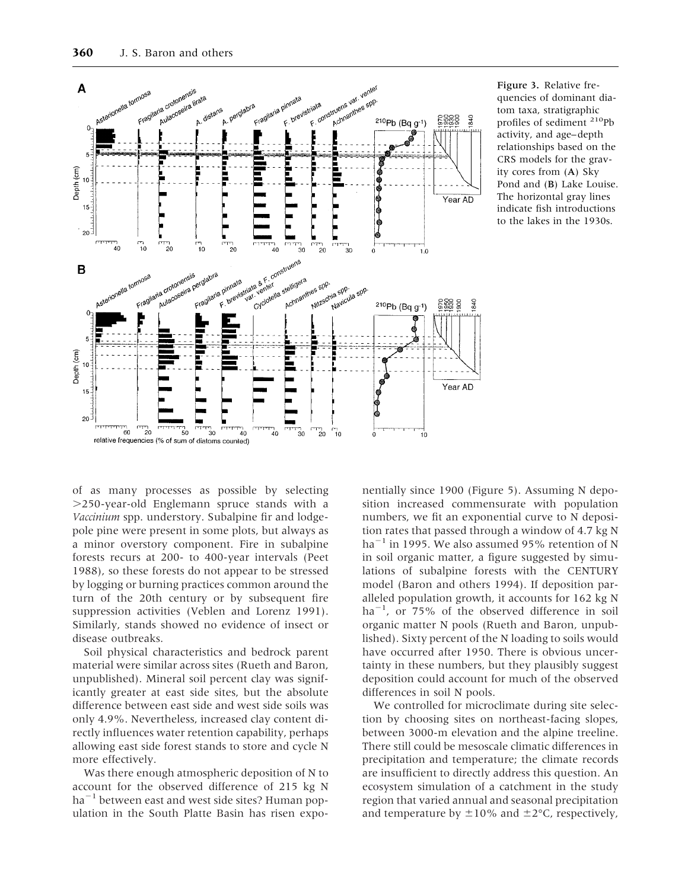Figure 3. Relative frequencies of dominant diatom taxa, stratigraphic profiles of sediment $^{210}$Pb activity, and age–depth relationships based on the CRS models for the gravity cores from (**A**) Sky Pond and (**B**) Lake Louise. The horizontal gray lines indicate fish introductions to the lakes in the 1930s.

of as many processes as possible by selecting >250-year-old Englemann spruce stands with a *Vaccinium* spp. understory. Subalpine fir and lodgepole pine were present in some plots, but always as a minor overstory component. Fire in subalpine forests recurs at 200- to 400-year intervals (Peet 1988), so these forests do not appear to be stressed by logging or burning practices common around the turn of the 20th century or by subsequent fire suppression activities (Veblen and Lorenz 1991). Similarly, stands showed no evidence of insect or disease outbreaks.

Soil physical characteristics and bedrock parent material were similar across sites (Rueth and Baron, unpublished). Mineral soil percent clay was significantly greater at east side sites, but the absolute difference between east side and west side soils was only 4.9%. Nevertheless, increased clay content directly influences water retention capability, perhaps allowing east side forest stands to store and cycle N more effectively.

Was there enough atmospheric deposition of N to account for the observed difference of 215 kg N ha$^{-1}$ between east and west side sites? Human population in the South Platte Basin has risen exponentially since 1900 (Figure 5). Assuming N deposition increased commensurate with population numbers, we fit an exponential curve to N deposition rates that passed through a window of 4.7 kg N ha$^{-1}$ in 1995. We also assumed 95% retention of N in soil organic matter, a figure suggested by simulations of subalpine forests with the CENTURY model (Baron and others 1994). If deposition paralleled population growth, it accounts for 162 kg N ha$^{-1}$, or 75% of the observed difference in soil organic matter N pools (Rueth and Baron, unpublished). Sixty percent of the N loading to soils would have occurred after 1950. There is obvious uncertainty in these numbers, but they plausibly suggest deposition could account for much of the observed differences in soil N pools.

We controlled for microclimate during site selection by choosing sites on northeast-facing slopes, between 3000-m elevation and the alpine treeline. There still could be mesoscale climatic differences in precipitation and temperature; the climate records are insufficient to directly address this question. An ecosystem simulation of a catchment in the study region that varied annual and seasonal precipitation and temperature by ±10% and ±2°C, respectively,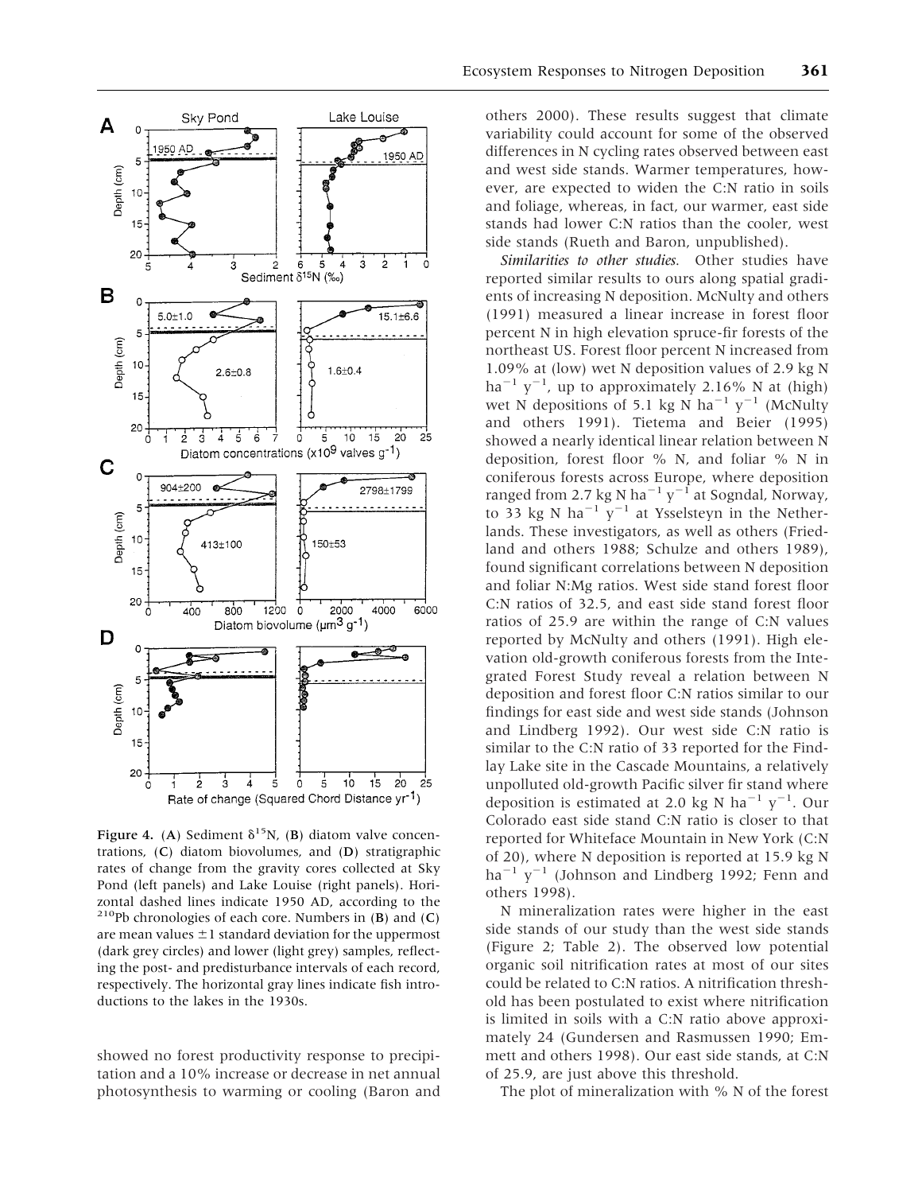Figure 4. (A) Sediment $\delta^{15}N$, (B) diatom valve concentrations, (C) diatom biovolumes, and (D) stratigraphic rates of change from the gravity cores collected at Sky Pond (left panels) and Lake Louise (right panels). Horizontal dashed lines indicate 1950 AD, according to the $^{210}Pb$ chronologies of each core. Numbers in (B) and (C) are mean values ±1 standard deviation for the uppermost (dark grey circles) and lower (light grey) samples, reflecting the post- and predisturbance intervals of each record, respectively. The horizontal gray lines indicate fish introductions to the lakes in the 1930s.

showed no forest productivity response to precipitation and a 10% increase or decrease in net annual photosynthesis to warming or cooling (Baron and others 2000). These results suggest that climate variability could account for some of the observed differences in N cycling rates observed between east and west side stands. Warmer temperatures, however, are expected to widen the C:N ratio in soils and foliage, whereas, in fact, our warmer, east side stands had lower C:N ratios than the cooler, west side stands (Rueth and Baron, unpublished).

*Similarities to other studies.* Other studies have reported similar results to ours along spatial gradients of increasing N deposition. McNulty and others (1991) measured a linear increase in forest floor percent N in high elevation spruce-fir forests of the northeast US. Forest floor percent N increased from 1.09% at (low) wet N deposition values of 2.9 kg N $ha^{-1}$ $y^{-1}$, up to approximately 2.16% N at (high) wet N depositions of 5.1 kg N $ha^{-1}$ $y^{-1}$ (McNulty and others 1991). Tietema and Beier (1995) showed a nearly identical linear relation between N deposition, forest floor % N, and foliar % N in coniferous forests across Europe, where deposition ranged from 2.7 kg N $ha^{-1}$ $y^{-1}$ at Sogndal, Norway, to 33 kg N $ha^{-1}$ $y^{-1}$ at Ysselsteyn in the Netherlands. These investigators, as well as others (Friedland and others 1988; Schulze and others 1989), found significant correlations between N deposition and foliar N:Mg ratios. West side stand forest floor C:N ratios of 32.5, and east side stand forest floor ratios of 25.9 are within the range of C:N values reported by McNulty and others (1991). High elevation old-growth coniferous forests from the Integrated Forest Study reveal a relation between N deposition and forest floor C:N ratios similar to our findings for east side and west side stands (Johnson and Lindberg 1992). Our west side C:N ratio is similar to the C:N ratio of 33 reported for the Findlay Lake site in the Cascade Mountains, a relatively unpolluted old-growth Pacific silver fir stand where deposition is estimated at 2.0 kg N $ha^{-1}$ $y^{-1}$. Our Colorado east side stand C:N ratio is closer to that reported for Whiteface Mountain in New York (C:N of 20), where N deposition is reported at 15.9 kg N $ha^{-1}$ $y^{-1}$ (Johnson and Lindberg 1992; Fenn and others 1998).

N mineralization rates were higher in the east side stands of our study than the west side stands (Figure 2; Table 2). The observed low potential organic soil nitrification rates at most of our sites could be related to C:N ratios. A nitrification threshold has been postulated to exist where nitrification is limited in soils with a C:N ratio above approximately 24 (Gundersen and Rasmussen 1990; Emmett and others 1998). Our east side stands, at C:N of 25.9, are just above this threshold.

The plot of mineralization with % N of the forest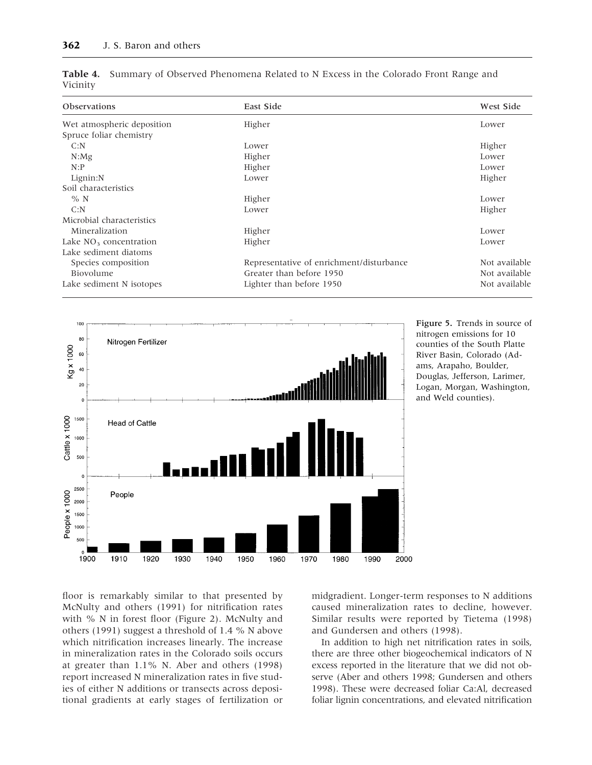**Table 4.** Summary of Observed Phenomena Related to N Excess in the Colorado Front Range and Vicinity

| Observations | East Side | West Side |
|---|---|---|
| Wet atmospheric deposition | Higher | Lower |
| Spruce foliar chemistry | | |
| C:N | Lower | Higher |
| N:Mg | Higher | Lower |
| N:P | Higher | Lower |
| Lignin:N | Lower | Higher |
| Soil characteristics | | |
| % N | Higher | Lower |
| C:N | Lower | Higher |
| Microbial characteristics | | |
| Mineralization | Higher | Lower |
| Lake $NO_3$ concentration | Higher | Lower |
| Lake sediment diatoms | | |
| Species composition | Representative of enrichment/disturbance | Not available |
| Biovolume | Greater than before 1950 | Not available |
| Lake sediment N isotopes | Lighter than before 1950 | Not available |

**Figure 5.** Trends in source of nitrogen emissions for 10 counties of the South Platte River Basin, Colorado (Adams, Arapaho, Boulder, Douglas, Jefferson, Larimer, Logan, Morgan, Washington, and Weld counties).

floor is remarkably similar to that presented by McNulty and others (1991) for nitrification rates with % N in forest floor (Figure 2). McNulty and others (1991) suggest a threshold of 1.4 % N above which nitrification increases linearly. The increase in mineralization rates in the Colorado soils occurs at greater than 1.1% N. Aber and others (1998) report increased N mineralization rates in five studies of either N additions or transects across depositional gradients at early stages of fertilization or midgradient. Longer-term responses to N additions caused mineralization rates to decline, however. Similar results were reported by Tietema (1998) and Gundersen and others (1998).

In addition to high net nitrification rates in soils, there are three other biogeochemical indicators of N excess reported in the literature that we did not observe (Aber and others 1998; Gundersen and others 1998). These were decreased foliar Ca:Al, decreased foliar lignin concentrations, and elevated nitrification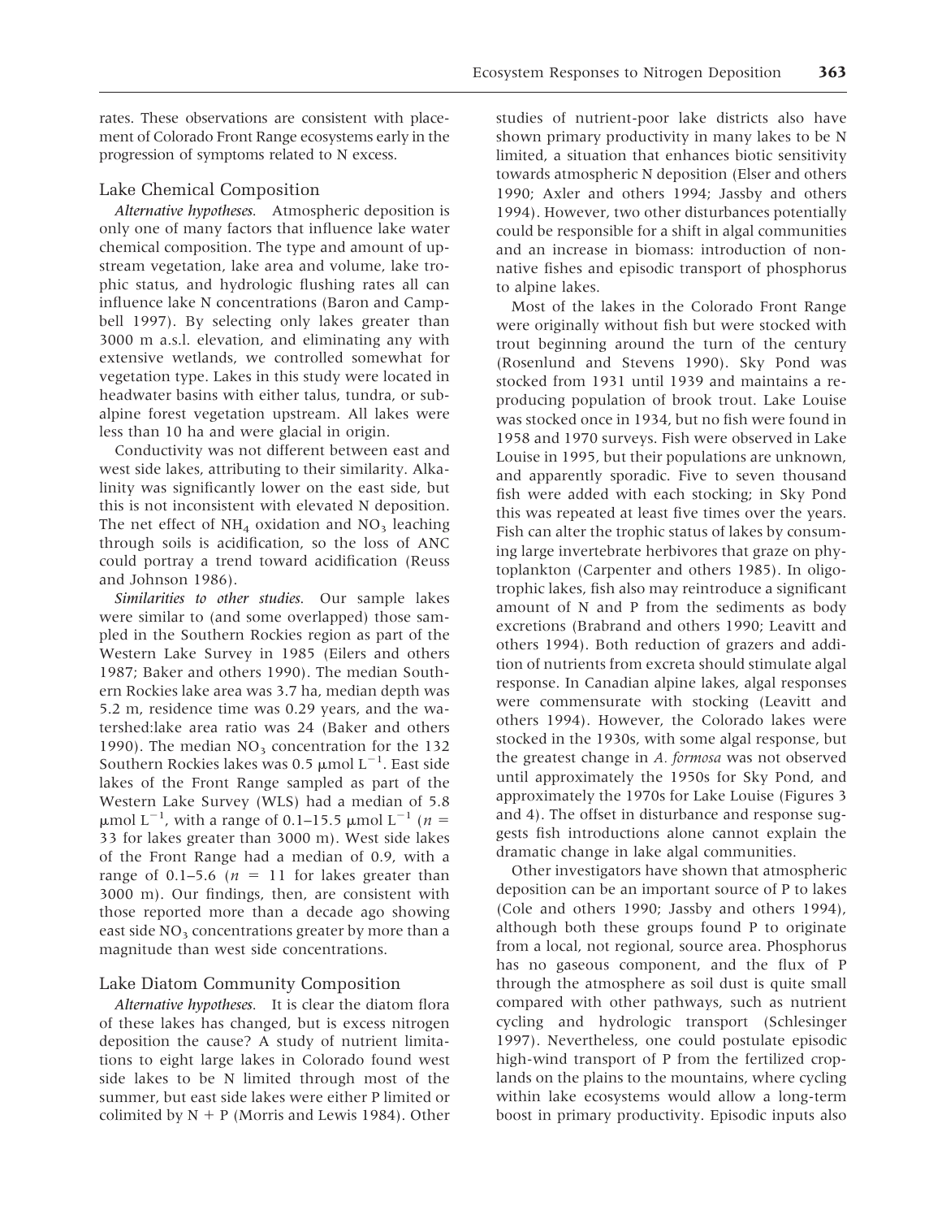rates. These observations are consistent with placement of Colorado Front Range ecosystems early in the progression of symptoms related to N excess.

## Lake Chemical Composition

*Alternative hypotheses.* Atmospheric deposition is only one of many factors that influence lake water chemical composition. The type and amount of upstream vegetation, lake area and volume, lake trophic status, and hydrologic flushing rates all can influence lake N concentrations (Baron and Campbell 1997). By selecting only lakes greater than 3000 m a.s.l. elevation, and eliminating any with extensive wetlands, we controlled somewhat for vegetation type. Lakes in this study were located in headwater basins with either talus, tundra, or subalpine forest vegetation upstream. All lakes were less than 10 ha and were glacial in origin.

Conductivity was not different between east and west side lakes, attributing to their similarity. Alkalinity was significantly lower on the east side, but this is not inconsistent with elevated N deposition. The net effect of $NH_4$ oxidation and $NO_3$ leaching through soils is acidification, so the loss of ANC could portray a trend toward acidification (Reuss and Johnson 1986).

*Similarities to other studies.* Our sample lakes were similar to (and some overlapped) those sampled in the Southern Rockies region as part of the Western Lake Survey in 1985 (Eilers and others 1987; Baker and others 1990). The median Southern Rockies lake area was 3.7 ha, median depth was 5.2 m, residence time was 0.29 years, and the watershed:lake area ratio was 24 (Baker and others 1990). The median $NO_3$ concentration for the 132 Southern Rockies lakes was 0.5 $\mu$mol $L^{-1}$. East side lakes of the Front Range sampled as part of the Western Lake Survey (WLS) had a median of 5.8 $\mu$mol $L^{-1}$, with a range of 0.1–15.5 $\mu$mol $L^{-1}$ ($n$ = 33 for lakes greater than 3000 m). West side lakes of the Front Range had a median of 0.9, with a range of 0.1–5.6 ($n$ = 11 for lakes greater than 3000 m). Our findings, then, are consistent with those reported more than a decade ago showing east side $NO_3$ concentrations greater by more than a magnitude than west side concentrations.

## Lake Diatom Community Composition

*Alternative hypotheses.* It is clear the diatom flora of these lakes has changed, but is excess nitrogen deposition the cause? A study of nutrient limitations to eight large lakes in Colorado found west side lakes to be N limited through most of the summer, but east side lakes were either P limited or colimited by N + P (Morris and Lewis 1984). Other studies of nutrient-poor lake districts also have shown primary productivity in many lakes to be N limited, a situation that enhances biotic sensitivity towards atmospheric N deposition (Elser and others 1990; Axler and others 1994; Jassby and others 1994). However, two other disturbances potentially could be responsible for a shift in algal communities and an increase in biomass: introduction of nonnative fishes and episodic transport of phosphorus to alpine lakes.

Most of the lakes in the Colorado Front Range were originally without fish but were stocked with trout beginning around the turn of the century (Rosenlund and Stevens 1990). Sky Pond was stocked from 1931 until 1939 and maintains a reproducing population of brook trout. Lake Louise was stocked once in 1934, but no fish were found in 1958 and 1970 surveys. Fish were observed in Lake Louise in 1995, but their populations are unknown, and apparently sporadic. Five to seven thousand fish were added with each stocking; in Sky Pond this was repeated at least five times over the years. Fish can alter the trophic status of lakes by consuming large invertebrate herbivores that graze on phytoplankton (Carpenter and others 1985). In oligotrophic lakes, fish also may reintroduce a significant amount of N and P from the sediments as body excretions (Brabrand and others 1990; Leavitt and others 1994). Both reduction of grazers and addition of nutrients from excreta should stimulate algal response. In Canadian alpine lakes, algal responses were commensurate with stocking (Leavitt and others 1994). However, the Colorado lakes were stocked in the 1930s, with some algal response, but the greatest change in *A. formosa* was not observed until approximately the 1950s for Sky Pond, and approximately the 1970s for Lake Louise (Figures 3 and 4). The offset in disturbance and response suggests fish introductions alone cannot explain the dramatic change in lake algal communities.

Other investigators have shown that atmospheric deposition can be an important source of P to lakes (Cole and others 1990; Jassby and others 1994), although both these groups found P to originate from a local, not regional, source area. Phosphorus has no gaseous component, and the flux of P through the atmosphere as soil dust is quite small compared with other pathways, such as nutrient cycling and hydrologic transport (Schlesinger 1997). Nevertheless, one could postulate episodic high-wind transport of P from the fertilized croplands on the plains to the mountains, where cycling within lake ecosystems would allow a long-term boost in primary productivity. Episodic inputs also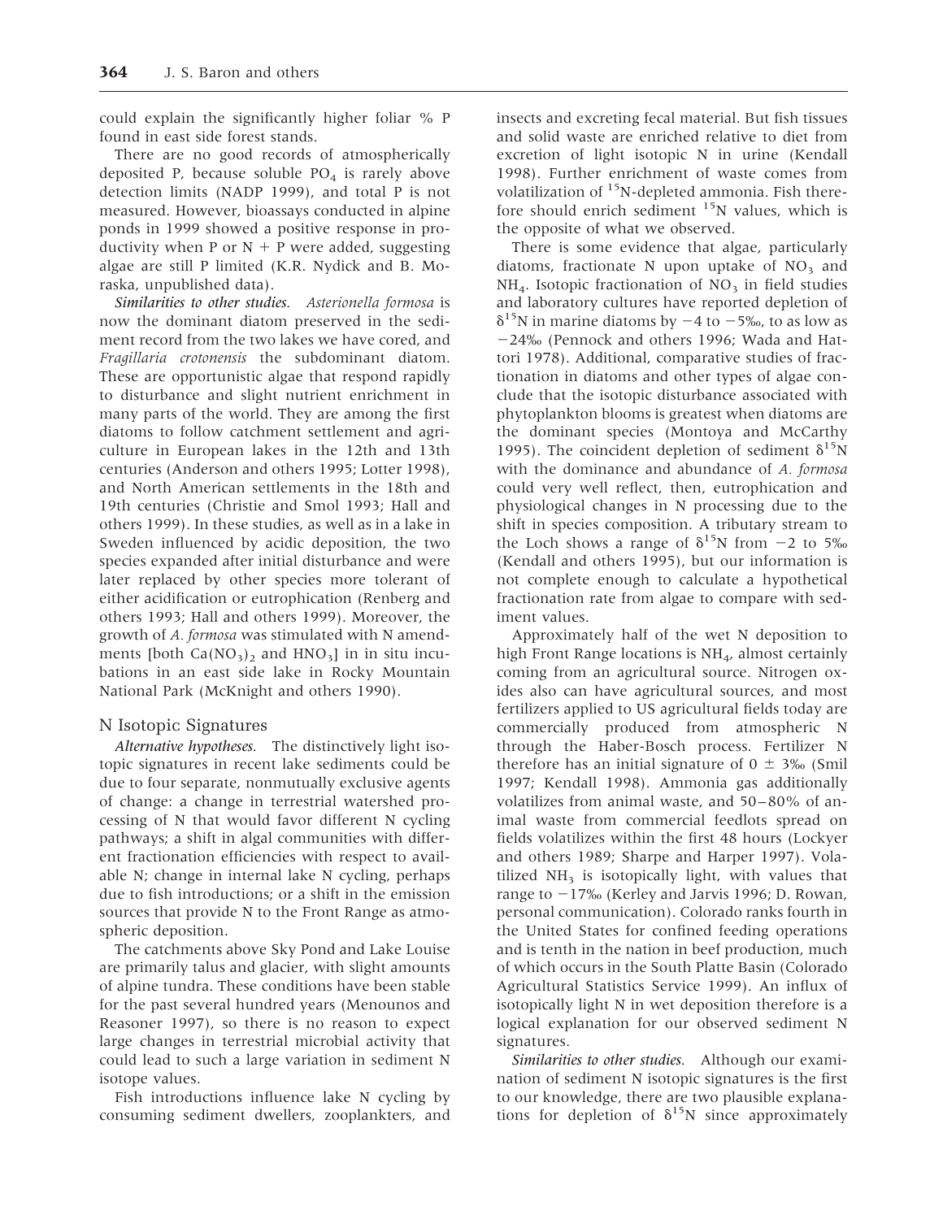could explain the significantly higher foliar % P found in east side forest stands.

There are no good records of atmospherically deposited P, because soluble $PO_4$ is rarely above detection limits (NADP 1999), and total P is not measured. However, bioassays conducted in alpine ponds in 1999 showed a positive response in productivity when P or N + P were added, suggesting algae are still P limited (K.R. Nydick and B. Moraska, unpublished data).

*Similarities to other studies.* *Asterionella formosa* is now the dominant diatom preserved in the sediment record from the two lakes we have cored, and *Fragillaria crotonensis* the subdominant diatom. These are opportunistic algae that respond rapidly to disturbance and slight nutrient enrichment in many parts of the world. They are among the first diatoms to follow catchment settlement and agriculture in European lakes in the 12th and 13th centuries (Anderson and others 1995; Lotter 1998), and North American settlements in the 18th and 19th centuries (Christie and Smol 1993; Hall and others 1999). In these studies, as well as in a lake in Sweden influenced by acidic deposition, the two species expanded after initial disturbance and were later replaced by other species more tolerant of either acidification or eutrophication (Renberg and others 1993; Hall and others 1999). Moreover, the growth of *A. formosa* was stimulated with N amendments [both $Ca(NO_3)_2$ and $HNO_3$] in in situ incubations in an east side lake in Rocky Mountain National Park (McKnight and others 1990).

## N Isotopic Signatures

*Alternative hypotheses.* The distinctively light isotopic signatures in recent lake sediments could be due to four separate, nonmutually exclusive agents of change: a change in terrestrial watershed processing of N that would favor different N cycling pathways; a shift in algal communities with different fractionation efficiencies with respect to available N; change in internal lake N cycling, perhaps due to fish introductions; or a shift in the emission sources that provide N to the Front Range as atmospheric deposition.

The catchments above Sky Pond and Lake Louise are primarily talus and glacier, with slight amounts of alpine tundra. These conditions have been stable for the past several hundred years (Menounos and Reasoner 1997), so there is no reason to expect large changes in terrestrial microbial activity that could lead to such a large variation in sediment N isotope values.

Fish introductions influence lake N cycling by consuming sediment dwellers, zooplankters, and insects and excreting fecal material. But fish tissues and solid waste are enriched relative to diet from excretion of light isotopic N in urine (Kendall 1998). Further enrichment of waste comes from volatilization of $^{15}N$-depleted ammonia. Fish therefore should enrich sediment $^{15}N$ values, which is the opposite of what we observed.

There is some evidence that algae, particularly diatoms, fractionate N upon uptake of $NO_3$ and $NH_4$. Isotopic fractionation of $NO_3$ in field studies and laboratory cultures have reported depletion of $\delta^{15}N$ in marine diatoms by −4 to −5‰, to as low as −24‰ (Pennock and others 1996; Wada and Hattori 1978). Additional, comparative studies of fractionation in diatoms and other types of algae conclude that the isotopic disturbance associated with phytoplankton blooms is greatest when diatoms are the dominant species (Montoya and McCarthy 1995). The coincident depletion of sediment $\delta^{15}N$ with the dominance and abundance of *A. formosa* could very well reflect, then, eutrophication and physiological changes in N processing due to the shift in species composition. A tributary stream to the Loch shows a range of $\delta^{15}N$ from −2 to 5‰ (Kendall and others 1995), but our information is not complete enough to calculate a hypothetical fractionation rate from algae to compare with sediment values.

Approximately half of the wet N deposition to high Front Range locations is $NH_4$, almost certainly coming from an agricultural source. Nitrogen oxides also can have agricultural sources, and most fertilizers applied to US agricultural fields today are commercially produced from atmospheric N through the Haber-Bosch process. Fertilizer N therefore has an initial signature of $0 \pm 3$‰ (Smil 1997; Kendall 1998). Ammonia gas additionally volatilizes from animal waste, and 50–80% of animal waste from commercial feedlots spread on fields volatilizes within the first 48 hours (Lockyer and others 1989; Sharpe and Harper 1997). Volatilized $NH_3$ is isotopically light, with values that range to −17‰ (Kerley and Jarvis 1996; D. Rowan, personal communication). Colorado ranks fourth in the United States for confined feeding operations and is tenth in the nation in beef production, much of which occurs in the South Platte Basin (Colorado Agricultural Statistics Service 1999). An influx of isotopically light N in wet deposition therefore is a logical explanation for our observed sediment N signatures.

*Similarities to other studies.* Although our examination of sediment N isotopic signatures is the first to our knowledge, there are two plausible explanations for depletion of $\delta^{15}N$ since approximately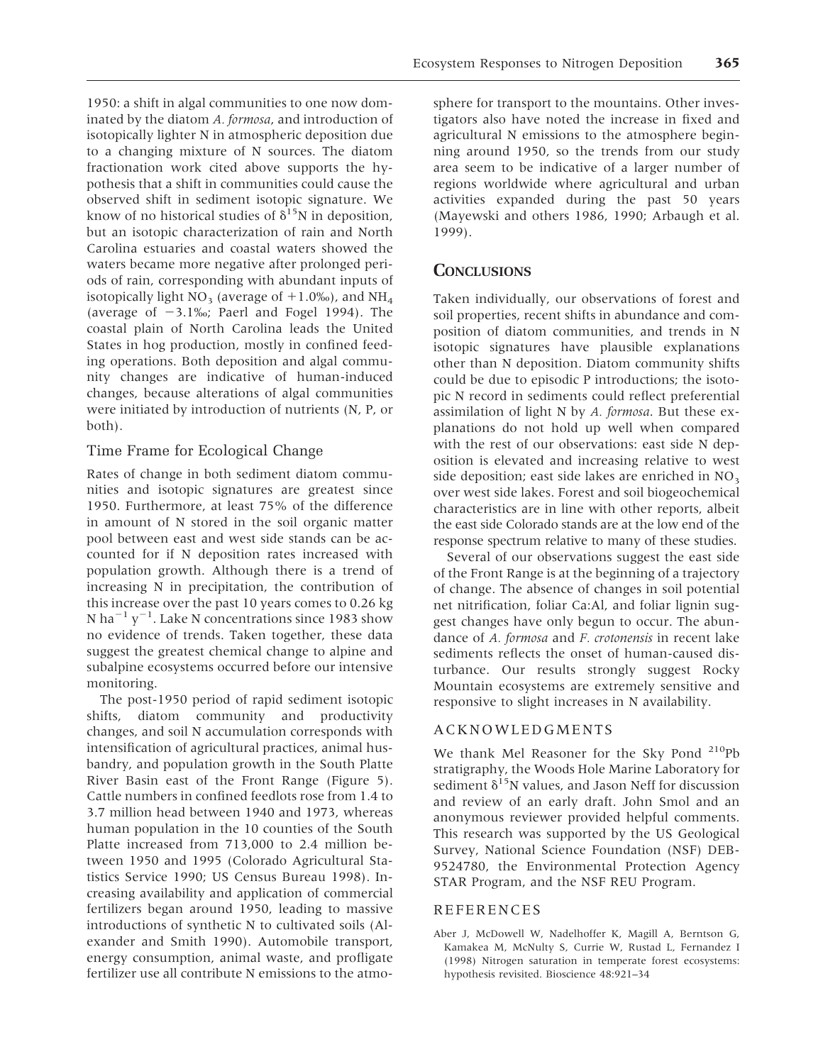1950: a shift in algal communities to one now dominated by the diatom *A. formosa*, and introduction of isotopically lighter N in atmospheric deposition due to a changing mixture of N sources. The diatom fractionation work cited above supports the hypothesis that a shift in communities could cause the observed shift in sediment isotopic signature. We know of no historical studies of $\delta^{15}N$ in deposition, but an isotopic characterization of rain and North Carolina estuaries and coastal waters showed the waters became more negative after prolonged periods of rain, corresponding with abundant inputs of isotopically light $NO_3$ (average of +1.0‰), and $NH_4$ (average of −3.1‰; Paerl and Fogel 1994). The coastal plain of North Carolina leads the United States in hog production, mostly in confined feeding operations. Both deposition and algal community changes are indicative of human-induced changes, because alterations of algal communities were initiated by introduction of nutrients (N, P, or both).

### Time Frame for Ecological Change

Rates of change in both sediment diatom communities and isotopic signatures are greatest since 1950. Furthermore, at least 75% of the difference in amount of N stored in the soil organic matter pool between east and west side stands can be accounted for if N deposition rates increased with population growth. Although there is a trend of increasing N in precipitation, the contribution of this increase over the past 10 years comes to 0.26 kg N $ha^{-1}$ $y^{-1}$. Lake N concentrations since 1983 show no evidence of trends. Taken together, these data suggest the greatest chemical change to alpine and subalpine ecosystems occurred before our intensive monitoring.

The post-1950 period of rapid sediment isotopic shifts, diatom community and productivity changes, and soil N accumulation corresponds with intensification of agricultural practices, animal husbandry, and population growth in the South Platte River Basin east of the Front Range (Figure 5). Cattle numbers in confined feedlots rose from 1.4 to 3.7 million head between 1940 and 1973, whereas human population in the 10 counties of the South Platte increased from 713,000 to 2.4 million between 1950 and 1995 (Colorado Agricultural Statistics Service 1990; US Census Bureau 1998). Increasing availability and application of commercial fertilizers began around 1950, leading to massive introductions of synthetic N to cultivated soils (Alexander and Smith 1990). Automobile transport, energy consumption, animal waste, and profligate fertilizer use all contribute N emissions to the atmosphere for transport to the mountains. Other investigators also have noted the increase in fixed and agricultural N emissions to the atmosphere beginning around 1950, so the trends from our study area seem to be indicative of a larger number of regions worldwide where agricultural and urban activities expanded during the past 50 years (Mayewski and others 1986, 1990; Arbaugh et al. 1999).

## Conclusions

Taken individually, our observations of forest and soil properties, recent shifts in abundance and composition of diatom communities, and trends in N isotopic signatures have plausible explanations other than N deposition. Diatom community shifts could be due to episodic P introductions; the isotopic N record in sediments could reflect preferential assimilation of light N by *A. formosa*. But these explanations do not hold up well when compared with the rest of our observations: east side N deposition is elevated and increasing relative to west side deposition; east side lakes are enriched in $NO_3$ over west side lakes. Forest and soil biogeochemical characteristics are in line with other reports, albeit the east side Colorado stands are at the low end of the response spectrum relative to many of these studies.

Several of our observations suggest the east side of the Front Range is at the beginning of a trajectory of change. The absence of changes in soil potential net nitrification, foliar Ca:Al, and foliar lignin suggest changes have only begun to occur. The abundance of *A. formosa* and *F. crotonensis* in recent lake sediments reflects the onset of human-caused disturbance. Our results strongly suggest Rocky Mountain ecosystems are extremely sensitive and responsive to slight increases in N availability.

## Acknowledgments

We thank Mel Reasoner for the Sky Pond $^{210}Pb$ stratigraphy, the Woods Hole Marine Laboratory for sediment $\delta^{15}N$ values, and Jason Neff for discussion and review of an early draft. John Smol and an anonymous reviewer provided helpful comments. This research was supported by the US Geological Survey, National Science Foundation (NSF) DEB-9524780, the Environmental Protection Agency STAR Program, and the NSF REU Program.

## References

Aber J, McDowell W, Nadelhoffer K, Magill A, Berntson G, Kamakea M, McNulty S, Currie W, Rustad L, Fernandez I (1998) Nitrogen saturation in temperate forest ecosystems: hypothesis revisited. Bioscience 48:921–34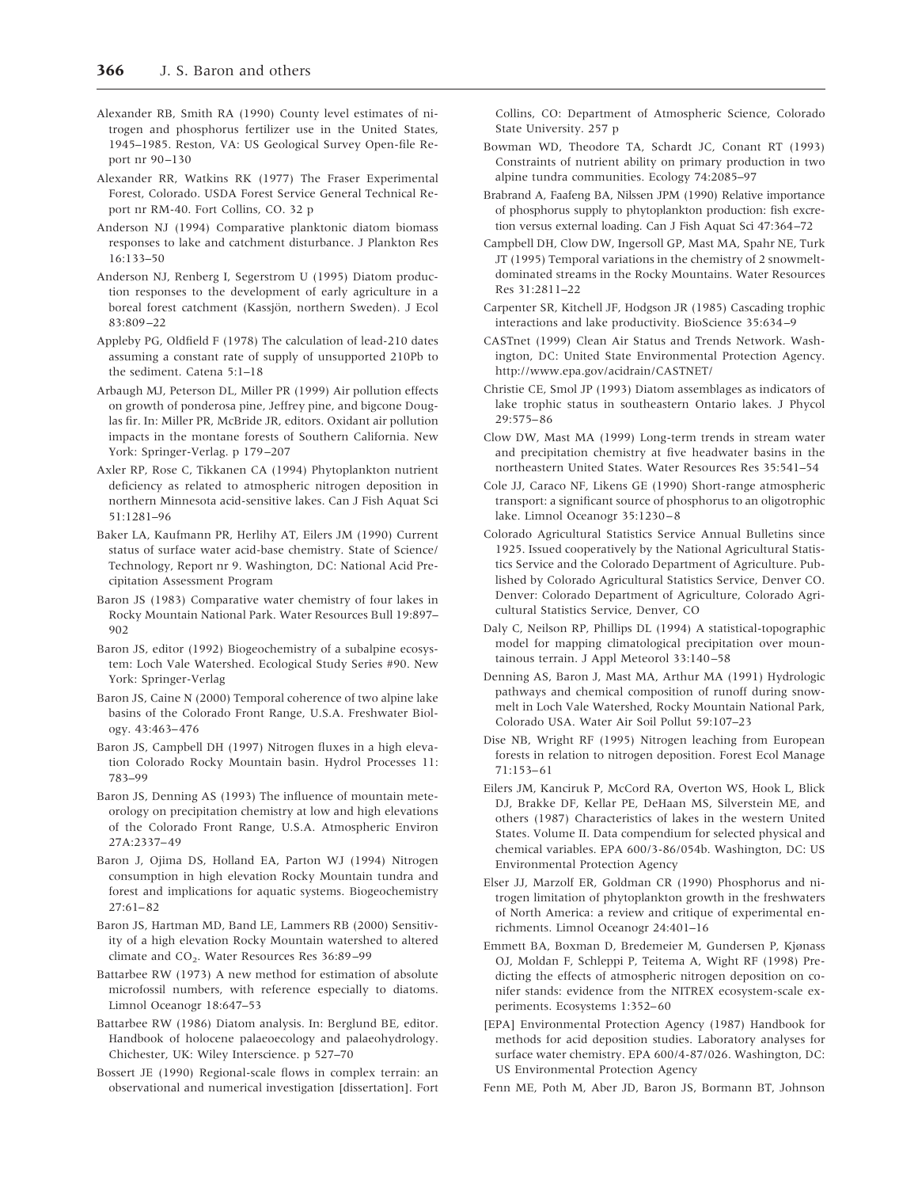Alexander RB, Smith RA (1990) County level estimates of nitrogen and phosphorus fertilizer use in the United States, 1945–1985. Reston, VA: US Geological Survey Open-file Report nr 90–130

Alexander RR, Watkins RK (1977) The Fraser Experimental Forest, Colorado. USDA Forest Service General Technical Report nr RM-40. Fort Collins, CO. 32 p

Anderson NJ (1994) Comparative planktonic diatom biomass responses to lake and catchment disturbance. J Plankton Res 16:133–50

Anderson NJ, Renberg I, Segerstrom U (1995) Diatom production responses to the development of early agriculture in a boreal forest catchment (Kassjön, northern Sweden). J Ecol 83:809–22

Appleby PG, Oldfield F (1978) The calculation of lead-210 dates assuming a constant rate of supply of unsupported 210Pb to the sediment. Catena 5:1–18

Arbaugh MJ, Peterson DL, Miller PR (1999) Air pollution effects on growth of ponderosa pine, Jeffrey pine, and bigcone Douglas fir. In: Miller PR, McBride JR, editors. Oxidant air pollution impacts in the montane forests of Southern California. New York: Springer-Verlag. p 179–207

Axler RP, Rose C, Tikkanen CA (1994) Phytoplankton nutrient deficiency as related to atmospheric nitrogen deposition in northern Minnesota acid-sensitive lakes. Can J Fish Aquat Sci 51:1281–96

Baker LA, Kaufmann PR, Herlihy AT, Eilers JM (1990) Current status of surface water acid-base chemistry. State of Science/ Technology, Report nr 9. Washington, DC: National Acid Precipitation Assessment Program

Baron JS (1983) Comparative water chemistry of four lakes in Rocky Mountain National Park. Water Resources Bull 19:897–902

Baron JS, editor (1992) Biogeochemistry of a subalpine ecosystem: Loch Vale Watershed. Ecological Study Series #90. New York: Springer-Verlag

Baron JS, Caine N (2000) Temporal coherence of two alpine lake basins of the Colorado Front Range, U.S.A. Freshwater Biology. 43:463–476

Baron JS, Campbell DH (1997) Nitrogen fluxes in a high elevation Colorado Rocky Mountain basin. Hydrol Processes 11: 783–99

Baron JS, Denning AS (1993) The influence of mountain meteorology on precipitation chemistry at low and high elevations of the Colorado Front Range, U.S.A. Atmospheric Environ 27A:2337–49

Baron J, Ojima DS, Holland EA, Parton WJ (1994) Nitrogen consumption in high elevation Rocky Mountain tundra and forest and implications for aquatic systems. Biogeochemistry 27:61–82

Baron JS, Hartman MD, Band LE, Lammers RB (2000) Sensitivity of a high elevation Rocky Mountain watershed to altered climate and $CO_2$. Water Resources Res 36:89–99

Battarbee RW (1973) A new method for estimation of absolute microfossil numbers, with reference especially to diatoms. Limnol Oceanogr 18:647–53

Battarbee RW (1986) Diatom analysis. In: Berglund BE, editor. Handbook of holocene palaeoecology and palaeohydrology. Chichester, UK: Wiley Interscience. p 527–70

Bossert JE (1990) Regional-scale flows in complex terrain: an observational and numerical investigation [dissertation]. Fort Collins, CO: Department of Atmospheric Science, Colorado State University. 257 p

Bowman WD, Theodore TA, Schardt JC, Conant RT (1993) Constraints of nutrient ability on primary production in two alpine tundra communities. Ecology 74:2085–97

Brabrand A, Faafeng BA, Nilssen JPM (1990) Relative importance of phosphorus supply to phytoplankton production: fish excretion versus external loading. Can J Fish Aquat Sci 47:364–72

Campbell DH, Clow DW, Ingersoll GP, Mast MA, Spahr NE, Turk JT (1995) Temporal variations in the chemistry of 2 snowmelt-dominated streams in the Rocky Mountains. Water Resources Res 31:2811–22

Carpenter SR, Kitchell JF, Hodgson JR (1985) Cascading trophic interactions and lake productivity. BioScience 35:634–9

CASTnet (1999) Clean Air Status and Trends Network. Washington, DC: United State Environmental Protection Agency. http://www.epa.gov/acidrain/CASTNET/

Christie CE, Smol JP (1993) Diatom assemblages as indicators of lake trophic status in southeastern Ontario lakes. J Phycol 29:575–86

Clow DW, Mast MA (1999) Long-term trends in stream water and precipitation chemistry at five headwater basins in the northeastern United States. Water Resources Res 35:541–54

Cole JJ, Caraco NF, Likens GE (1990) Short-range atmospheric transport: a significant source of phosphorus to an oligotrophic lake. Limnol Oceanogr 35:1230–8

Colorado Agricultural Statistics Service Annual Bulletins since 1925. Issued cooperatively by the National Agricultural Statistics Service and the Colorado Department of Agriculture. Published by Colorado Agricultural Statistics Service, Denver CO. Denver: Colorado Department of Agriculture, Colorado Agricultural Statistics Service, Denver, CO

Daly C, Neilson RP, Phillips DL (1994) A statistical-topographic model for mapping climatological precipitation over mountainous terrain. J Appl Meteorol 33:140–58

Denning AS, Baron J, Mast MA, Arthur MA (1991) Hydrologic pathways and chemical composition of runoff during snowmelt in Loch Vale Watershed, Rocky Mountain National Park, Colorado USA. Water Air Soil Pollut 59:107–23

Dise NB, Wright RF (1995) Nitrogen leaching from European forests in relation to nitrogen deposition. Forest Ecol Manage 71:153–61

Eilers JM, Kanciruk P, McCord RA, Overton WS, Hook L, Blick DJ, Brakke DF, Kellar PE, DeHaan MS, Silverstein ME, and others (1987) Characteristics of lakes in the western United States. Volume II. Data compendium for selected physical and chemical variables. EPA 600/3-86/054b. Washington, DC: US Environmental Protection Agency

Elser JJ, Marzolf ER, Goldman CR (1990) Phosphorus and nitrogen limitation of phytoplankton growth in the freshwaters of North America: a review and critique of experimental enrichments. Limnol Oceanogr 24:401–16

Emmett BA, Boxman D, Bredemeier M, Gundersen P, Kjønass OJ, Moldan F, Schleppi P, Teitema A, Wight RF (1998) Predicting the effects of atmospheric nitrogen deposition on conifer stands: evidence from the NITREX ecosystem-scale experiments. Ecosystems 1:352–60

[EPA] Environmental Protection Agency (1987) Handbook for methods for acid deposition studies. Laboratory analyses for surface water chemistry. EPA 600/4-87/026. Washington, DC: US Environmental Protection Agency

Fenn ME, Poth M, Aber JD, Baron JS, Bormann BT, Johnson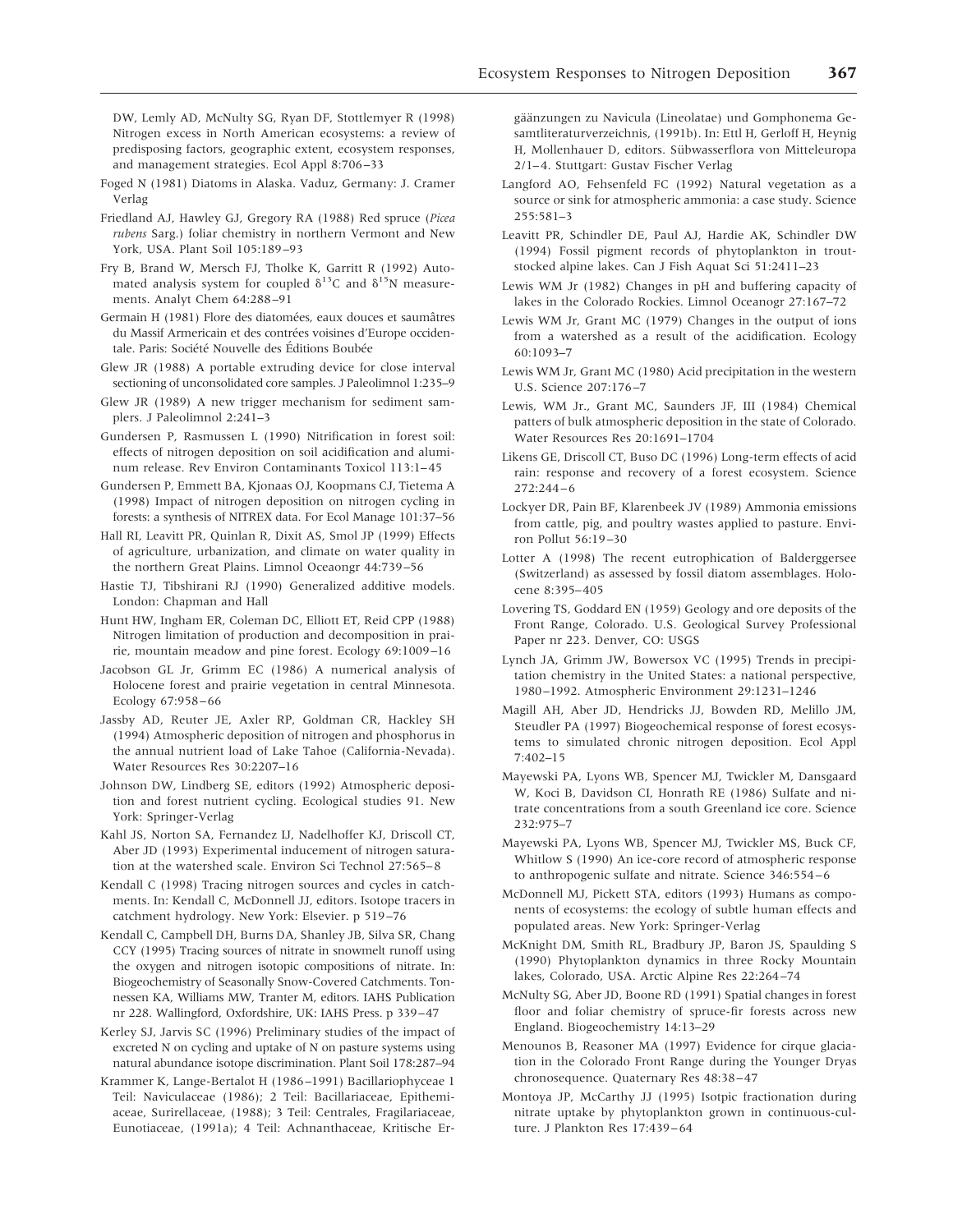DW, Lemly AD, McNulty SG, Ryan DF, Stottlemyer R (1998) Nitrogen excess in North American ecosystems: a review of predisposing factors, geographic extent, ecosystem responses, and management strategies. Ecol Appl 8:706–33

Foged N (1981) Diatoms in Alaska. Vaduz, Germany: J. Cramer Verlag

Friedland AJ, Hawley GJ, Gregory RA (1988) Red spruce (*Picea rubens* Sarg.) foliar chemistry in northern Vermont and New York, USA. Plant Soil 105:189–93

Fry B, Brand W, Mersch FJ, Tholke K, Garritt R (1992) Automated analysis system for coupled $\delta^{13}$C and $\delta^{15}$N measurements. Analyt Chem 64:288–91

Germain H (1981) Flore des diatomées, eaux douces et saumâtres du Massif Armericain et des contrées voisines d'Europe occidentale. Paris: Société Nouvelle des Éditions Boubée

Glew JR (1988) A portable extruding device for close interval sectioning of unconsolidated core samples. J Paleolimnol 1:235–9

Glew JR (1989) A new trigger mechanism for sediment samplers. J Paleolimnol 2:241–3

Gundersen P, Rasmussen L (1990) Nitrification in forest soil: effects of nitrogen deposition on soil acidification and aluminum release. Rev Environ Contaminants Toxicol 113:1–45

Gundersen P, Emmett BA, Kjonaas OJ, Koopmans CJ, Tietema A (1998) Impact of nitrogen deposition on nitrogen cycling in forests: a synthesis of NITREX data. For Ecol Manage 101:37–56

Hall RI, Leavitt PR, Quinlan R, Dixit AS, Smol JP (1999) Effects of agriculture, urbanization, and climate on water quality in the northern Great Plains. Limnol Oceaongr 44:739–56

Hastie TJ, Tibshirani RJ (1990) Generalized additive models. London: Chapman and Hall

Hunt HW, Ingham ER, Coleman DC, Elliott ET, Reid CPP (1988) Nitrogen limitation of production and decomposition in prairie, mountain meadow and pine forest. Ecology 69:1009–16

Jacobson GL Jr, Grimm EC (1986) A numerical analysis of Holocene forest and prairie vegetation in central Minnesota. Ecology 67:958–66

Jassby AD, Reuter JE, Axler RP, Goldman CR, Hackley SH (1994) Atmospheric deposition of nitrogen and phosphorus in the annual nutrient load of Lake Tahoe (California-Nevada). Water Resources Res 30:2207–16

Johnson DW, Lindberg SE, editors (1992) Atmospheric deposition and forest nutrient cycling. Ecological studies 91. New York: Springer-Verlag

Kahl JS, Norton SA, Fernandez IJ, Nadelhoffer KJ, Driscoll CT, Aber JD (1993) Experimental inducement of nitrogen saturation at the watershed scale. Environ Sci Technol 27:565–8

Kendall C (1998) Tracing nitrogen sources and cycles in catchments. In: Kendall C, McDonnell JJ, editors. Isotope tracers in catchment hydrology. New York: Elsevier. p 519–76

Kendall C, Campbell DH, Burns DA, Shanley JB, Silva SR, Chang CCY (1995) Tracing sources of nitrate in snowmelt runoff using the oxygen and nitrogen isotopic compositions of nitrate. In: Biogeochemistry of Seasonally Snow-Covered Catchments. Tonnessen KA, Williams MW, Tranter M, editors. IAHS Publication nr 228. Wallingford, Oxfordshire, UK: IAHS Press. p 339–47

Kerley SJ, Jarvis SC (1996) Preliminary studies of the impact of excreted N on cycling and uptake of N on pasture systems using natural abundance isotope discrimination. Plant Soil 178:287–94

Krammer K, Lange-Bertalot H (1986–1991) Bacillariophyceae 1 Teil: Naviculaceae (1986); 2 Teil: Bacillariaceae, Epithemiaceae, Surirellaceae, (1988); 3 Teil: Centrales, Fragilariaceae, Eunotiaceae, (1991a); 4 Teil: Achnanthaceae, Kritische Ergäänzungen zu Navicula (Lineolatae) und Gomphonema Gesamtliteraturverzeichnis, (1991b). In: Ettl H, Gerloff H, Heynig H, Mollenhauer D, editors. Sübwasserflora von Mitteleuropa 2/1–4. Stuttgart: Gustav Fischer Verlag

Langford AO, Fehsenfeld FC (1992) Natural vegetation as a source or sink for atmospheric ammonia: a case study. Science 255:581–3

Leavitt PR, Schindler DE, Paul AJ, Hardie AK, Schindler DW (1994) Fossil pigment records of phytoplankton in trout-stocked alpine lakes. Can J Fish Aquat Sci 51:2411–23

Lewis WM Jr (1982) Changes in pH and buffering capacity of lakes in the Colorado Rockies. Limnol Oceanogr 27:167–72

Lewis WM Jr, Grant MC (1979) Changes in the output of ions from a watershed as a result of the acidification. Ecology 60:1093–7

Lewis WM Jr, Grant MC (1980) Acid precipitation in the western U.S. Science 207:176–7

Lewis, WM Jr., Grant MC, Saunders JF, III (1984) Chemical patters of bulk atmospheric deposition in the state of Colorado. Water Resources Res 20:1691–1704

Likens GE, Driscoll CT, Buso DC (1996) Long-term effects of acid rain: response and recovery of a forest ecosystem. Science 272:244–6

Lockyer DR, Pain BF, Klarenbeek JV (1989) Ammonia emissions from cattle, pig, and poultry wastes applied to pasture. Environ Pollut 56:19–30

Lotter A (1998) The recent eutrophication of Balderggersee (Switzerland) as assessed by fossil diatom assemblages. Holocene 8:395–405

Lovering TS, Goddard EN (1959) Geology and ore deposits of the Front Range, Colorado. U.S. Geological Survey Professional Paper nr 223. Denver, CO: USGS

Lynch JA, Grimm JW, Bowersox VC (1995) Trends in precipitation chemistry in the United States: a national perspective, 1980–1992. Atmospheric Environment 29:1231–1246

Magill AH, Aber JD, Hendricks JJ, Bowden RD, Melillo JM, Steudler PA (1997) Biogeochemical response of forest ecosystems to simulated chronic nitrogen deposition. Ecol Appl 7:402–15

Mayewski PA, Lyons WB, Spencer MJ, Twickler M, Dansgaard W, Koci B, Davidson CI, Honrath RE (1986) Sulfate and nitrate concentrations from a south Greenland ice core. Science 232:975–7

Mayewski PA, Lyons WB, Spencer MJ, Twickler MS, Buck CF, Whitlow S (1990) An ice-core record of atmospheric response to anthropogenic sulfate and nitrate. Science 346:554–6

McDonnell MJ, Pickett STA, editors (1993) Humans as components of ecosystems: the ecology of subtle human effects and populated areas. New York: Springer-Verlag

McKnight DM, Smith RL, Bradbury JP, Baron JS, Spaulding S (1990) Phytoplankton dynamics in three Rocky Mountain lakes, Colorado, USA. Arctic Alpine Res 22:264–74

McNulty SG, Aber JD, Boone RD (1991) Spatial changes in forest floor and foliar chemistry of spruce-fir forests across new England. Biogeochemistry 14:13–29

Menounos B, Reasoner MA (1997) Evidence for cirque glaciation in the Colorado Front Range during the Younger Dryas chronosequence. Quaternary Res 48:38–47

Montoya JP, McCarthy JJ (1995) Isotpic fractionation during nitrate uptake by phytoplankton grown in continuous-culture. J Plankton Res 17:439–64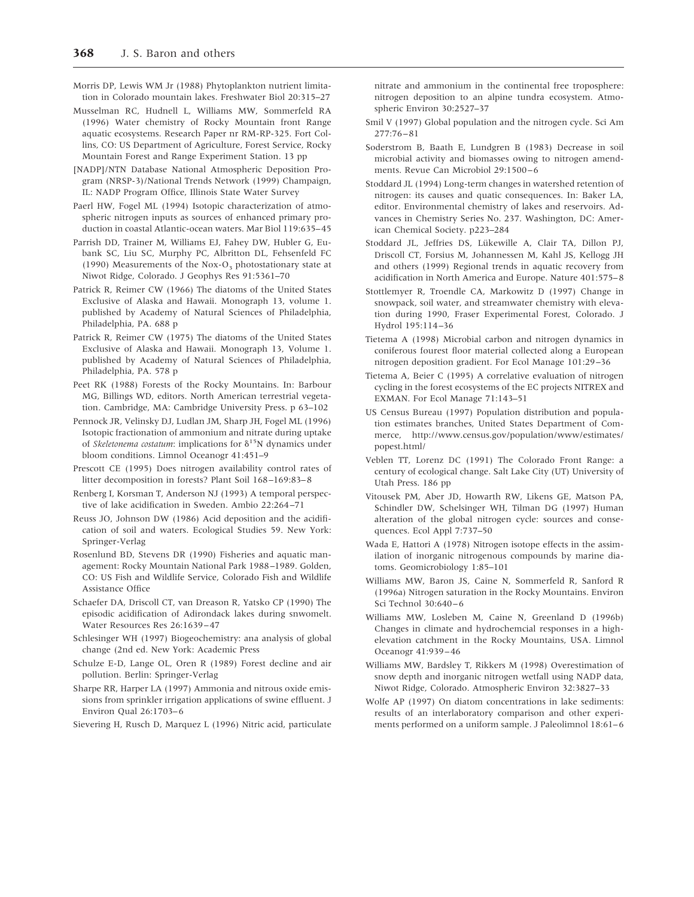Morris DP, Lewis WM Jr (1988) Phytoplankton nutrient limitation in Colorado mountain lakes. Freshwater Biol 20:315–27

Musselman RC, Hudnell L, Williams MW, Sommerfeld RA (1996) Water chemistry of Rocky Mountain front Range aquatic ecosystems. Research Paper nr RM-RP-325. Fort Collins, CO: US Department of Agriculture, Forest Service, Rocky Mountain Forest and Range Experiment Station. 13 pp

[NADP]/NTN Database National Atmospheric Deposition Program (NRSP-3)/National Trends Network (1999) Champaign, IL: NADP Program Office, Illinois State Water Survey

Paerl HW, Fogel ML (1994) Isotopic characterization of atmospheric nitrogen inputs as sources of enhanced primary production in coastal Atlantic-ocean waters. Mar Biol 119:635–45

Parrish DD, Trainer M, Williams EJ, Fahey DW, Hubler G, Eubank SC, Liu SC, Murphy PC, Albritton DL, Fehsenfeld FC (1990) Measurements of the Nox-$O_3$ photostationary state at Niwot Ridge, Colorado. J Geophys Res 91:5361–70

Patrick R, Reimer CW (1966) The diatoms of the United States Exclusive of Alaska and Hawaii. Monograph 13, volume 1. published by Academy of Natural Sciences of Philadelphia, Philadelphia, PA. 688 p

Patrick R, Reimer CW (1975) The diatoms of the United States Exclusive of Alaska and Hawaii. Monograph 13, Volume 1. published by Academy of Natural Sciences of Philadelphia, Philadelphia, PA. 578 p

Peet RK (1988) Forests of the Rocky Mountains. In: Barbour MG, Billings WD, editors. North American terrestrial vegetation. Cambridge, MA: Cambridge University Press. p 63–102

Pennock JR, Velinsky DJ, Ludlan JM, Sharp JH, Fogel ML (1996) Isotopic fractionation of ammonium and nitrate during uptake of *Skeletonema costatum*: implications for $\delta^{15}$N dynamics under bloom conditions. Limnol Oceanogr 41:451–9

Prescott CE (1995) Does nitrogen availability control rates of litter decomposition in forests? Plant Soil 168–169:83–8

Renberg I, Korsman T, Anderson NJ (1993) A temporal perspective of lake acidification in Sweden. Ambio 22:264–71

Reuss JO, Johnson DW (1986) Acid deposition and the acidification of soil and waters. Ecological Studies 59. New York: Springer-Verlag

Rosenlund BD, Stevens DR (1990) Fisheries and aquatic management: Rocky Mountain National Park 1988–1989. Golden, CO: US Fish and Wildlife Service, Colorado Fish and Wildlife Assistance Office

Schaefer DA, Driscoll CT, van Dreason R, Yatsko CP (1990) The episodic acidification of Adirondack lakes during snwomelt. Water Resources Res 26:1639–47

Schlesinger WH (1997) Biogeochemistry: ana analysis of global change (2nd ed. New York: Academic Press

Schulze E-D, Lange OL, Oren R (1989) Forest decline and air pollution. Berlin: Springer-Verlag

Sharpe RR, Harper LA (1997) Ammonia and nitrous oxide emissions from sprinkler irrigation applications of swine effluent. J Environ Qual 26:1703–6

Sievering H, Rusch D, Marquez L (1996) Nitric acid, particulate nitrate and ammonium in the continental free troposphere: nitrogen deposition to an alpine tundra ecosystem. Atmospheric Environ 30:2527–37

Smil V (1997) Global population and the nitrogen cycle. Sci Am 277:76–81

Soderstrom B, Baath E, Lundgren B (1983) Decrease in soil microbial activity and biomasses owing to nitrogen amendments. Revue Can Microbiol 29:1500–6

Stoddard JL (1994) Long-term changes in watershed retention of nitrogen: its causes and quatic consequences. In: Baker LA, editor. Environmental chemistry of lakes and reservoirs. Advances in Chemistry Series No. 237. Washington, DC: American Chemical Society. p223–284

Stoddard JL, Jeffries DS, Lükewille A, Clair TA, Dillon PJ, Driscoll CT, Forsius M, Johannessen M, Kahl JS, Kellogg JH and others (1999) Regional trends in aquatic recovery from acidification in North America and Europe. Nature 401:575–8

Stottlemyer R, Troendle CA, Markowitz D (1997) Change in snowpack, soil water, and streamwater chemistry with elevation during 1990, Fraser Experimental Forest, Colorado. J Hydrol 195:114–36

Tietema A (1998) Microbial carbon and nitrogen dynamics in coniferous fourest floor material collected along a European nitrogen deposition gradient. For Ecol Manage 101:29–36

Tietema A, Beier C (1995) A correlative evaluation of nitrogen cycling in the forest ecosystems of the EC projects NITREX and EXMAN. For Ecol Manage 71:143–51

US Census Bureau (1997) Population distribution and population estimates branches, United States Department of Commerce, http://www.census.gov/population/www/estimates/popest.html/

Veblen TT, Lorenz DC (1991) The Colorado Front Range: a century of ecological change. Salt Lake City (UT) University of Utah Press. 186 pp

Vitousek PM, Aber JD, Howarth RW, Likens GE, Matson PA, Schindler DW, Schelsinger WH, Tilman DG (1997) Human alteration of the global nitrogen cycle: sources and consequences. Ecol Appl 7:737–50

Wada E, Hattori A (1978) Nitrogen isotope effects in the assimilation of inorganic nitrogenous compounds by marine diatoms. Geomicrobiology 1:85–101

Williams MW, Baron JS, Caine N, Sommerfeld R, Sanford R (1996a) Nitrogen saturation in the Rocky Mountains. Environ Sci Technol 30:640–6

Williams MW, Losleben M, Caine N, Greenland D (1996b) Changes in climate and hydrochemcial responses in a high-elevation catchment in the Rocky Mountains, USA. Limnol Oceanogr 41:939–46

Williams MW, Bardsley T, Rikkers M (1998) Overestimation of snow depth and inorganic nitrogen wetfall using NADP data, Niwot Ridge, Colorado. Atmospheric Environ 32:3827–33

Wolfe AP (1997) On diatom concentrations in lake sediments: results of an interlaboratory comparison and other experiments performed on a uniform sample. J Paleolimnol 18:61–6